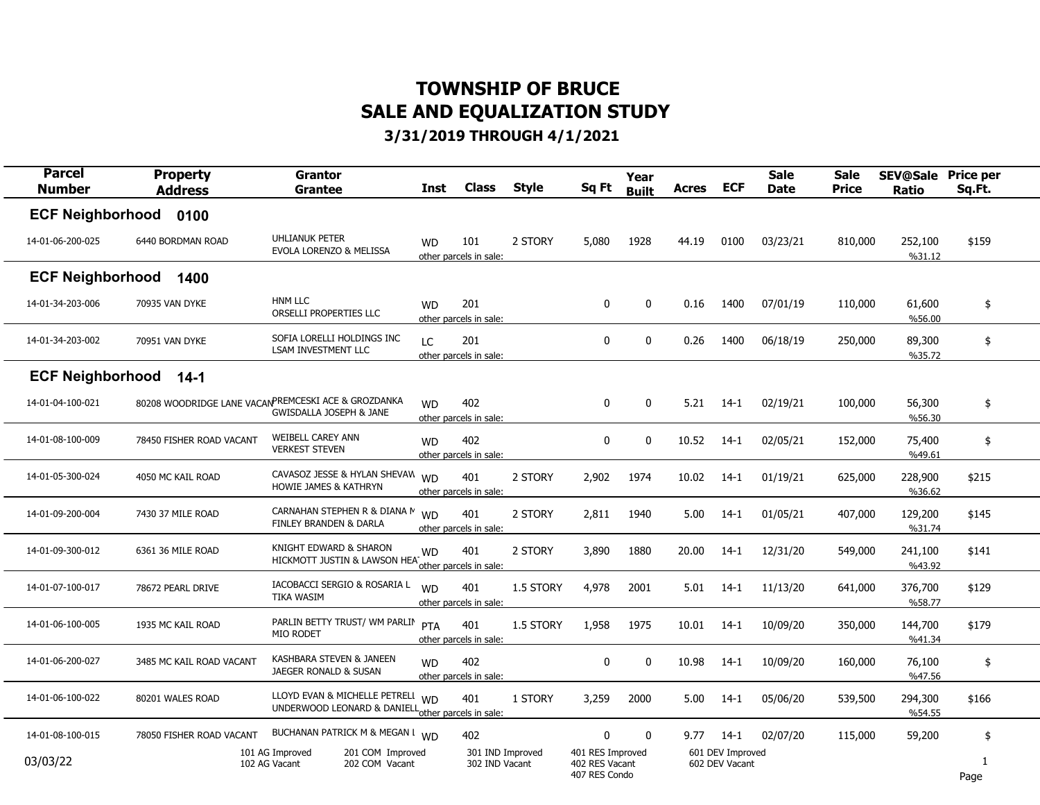# TOWNSHIP OF BRUCE
# SALE AND EQUALIZATION STUDY
## 3/31/2019 THROUGH 4/1/2021

| Parcel Number | Property Address | Grantor / Grantee | Inst | Class | Style | Sq Ft | Year Built | Acres | ECF | Sale Date | Sale Price | SEV@Sale Ratio | Price per Sq.Ft. |
|---|---|---|---|---|---|---|---|---|---|---|---|---|---|
| **ECF Neighborhood 0100** | | | | | | | | | | | | | |
| 14-01-06-200-025 | 6440 BORDMAN ROAD | UHLIANUK PETER / EVOLA LORENZO & MELISSA | WD | 101 other parcels in sale: | 2 STORY | 5,080 | 1928 | 44.19 | 0100 | 03/23/21 | 810,000 | 252,100 %31.12 | $159 |
| **ECF Neighborhood 1400** | | | | | | | | | | | | | |
| 14-01-34-203-006 | 70935 VAN DYKE | HNM LLC / ORSELLI PROPERTIES LLC | WD | 201 other parcels in sale: | | 0 | 0 | 0.16 | 1400 | 07/01/19 | 110,000 | 61,600 %56.00 | $ |
| 14-01-34-203-002 | 70951 VAN DYKE | SOFIA LORELLI HOLDINGS INC / LSAM INVESTMENT LLC | LC | 201 other parcels in sale: | | 0 | 0 | 0.26 | 1400 | 06/18/19 | 250,000 | 89,300 %35.72 | $ |
| **ECF Neighborhood 14-1** | | | | | | | | | | | | | |
| 14-01-04-100-021 | 80208 WOODRIDGE LANE VACAN | PREMCESKI ACE & GROZDANKA / GWISDALLA JOSEPH & JANE | WD | 402 other parcels in sale: | | 0 | 0 | 5.21 | 14-1 | 02/19/21 | 100,000 | 56,300 %56.30 | $ |
| 14-01-08-100-009 | 78450 FISHER ROAD VACANT | WEIBELL CAREY ANN / VERKEST STEVEN | WD | 402 other parcels in sale: | | 0 | 0 | 10.52 | 14-1 | 02/05/21 | 152,000 | 75,400 %49.61 | $ |
| 14-01-05-300-024 | 4050 MC KAIL ROAD | CAVASOZ JESSE & HYLAN SHEVAW / HOWIE JAMES & KATHRYN | WD | 401 other parcels in sale: | 2 STORY | 2,902 | 1974 | 10.02 | 14-1 | 01/19/21 | 625,000 | 228,900 %36.62 | $215 |
| 14-01-09-200-004 | 7430 37 MILE ROAD | CARNAHAN STEPHEN R & DIANA M / FINLEY BRANDEN & DARLA | WD | 401 other parcels in sale: | 2 STORY | 2,811 | 1940 | 5.00 | 14-1 | 01/05/21 | 407,000 | 129,200 %31.74 | $145 |
| 14-01-09-300-012 | 6361 36 MILE ROAD | KNIGHT EDWARD & SHARON / HICKMOTT JUSTIN & LAWSON HEA | WD | 401 other parcels in sale: | 2 STORY | 3,890 | 1880 | 20.00 | 14-1 | 12/31/20 | 549,000 | 241,100 %43.92 | $141 |
| 14-01-07-100-017 | 78672 PEARL DRIVE | IACOBACCI SERGIO & ROSARIA L / TIKA WASIM | WD | 401 other parcels in sale: | 1.5 STORY | 4,978 | 2001 | 5.01 | 14-1 | 11/13/20 | 641,000 | 376,700 %58.77 | $129 |
| 14-01-06-100-005 | 1935 MC KAIL ROAD | PARLIN BETTY TRUST/ WM PARLIN / MIO RODET | PTA | 401 other parcels in sale: | 1.5 STORY | 1,958 | 1975 | 10.01 | 14-1 | 10/09/20 | 350,000 | 144,700 %41.34 | $179 |
| 14-01-06-200-027 | 3485 MC KAIL ROAD VACANT | KASHBARA STEVEN & JANEEN / JAEGER RONALD & SUSAN | WD | 402 other parcels in sale: | | 0 | 0 | 10.98 | 14-1 | 10/09/20 | 160,000 | 76,100 %47.56 | $ |
| 14-01-06-100-022 | 80201 WALES ROAD | LLOYD EVAN & MICHELLE PETRELL / UNDERWOOD LEONARD & DANIELL | WD | 401 other parcels in sale: | 1 STORY | 3,259 | 2000 | 5.00 | 14-1 | 05/06/20 | 539,500 | 294,300 %54.55 | $166 |
| 14-01-08-100-015 | 78050 FISHER ROAD VACANT | BUCHANAN PATRICK M & MEGAN L | WD | 402 | | 0 | 0 | 9.77 | 14-1 | 02/07/20 | 115,000 | 59,200 | $ |

03/03/22

101 AG Improved, 102 AG Vacant, 201 COM Improved, 202 COM Vacant, 301 IND Improved, 302 IND Vacant, 401 RES Improved, 402 RES Vacant, 407 RES Condo, 601 DEV Improved, 602 DEV Vacant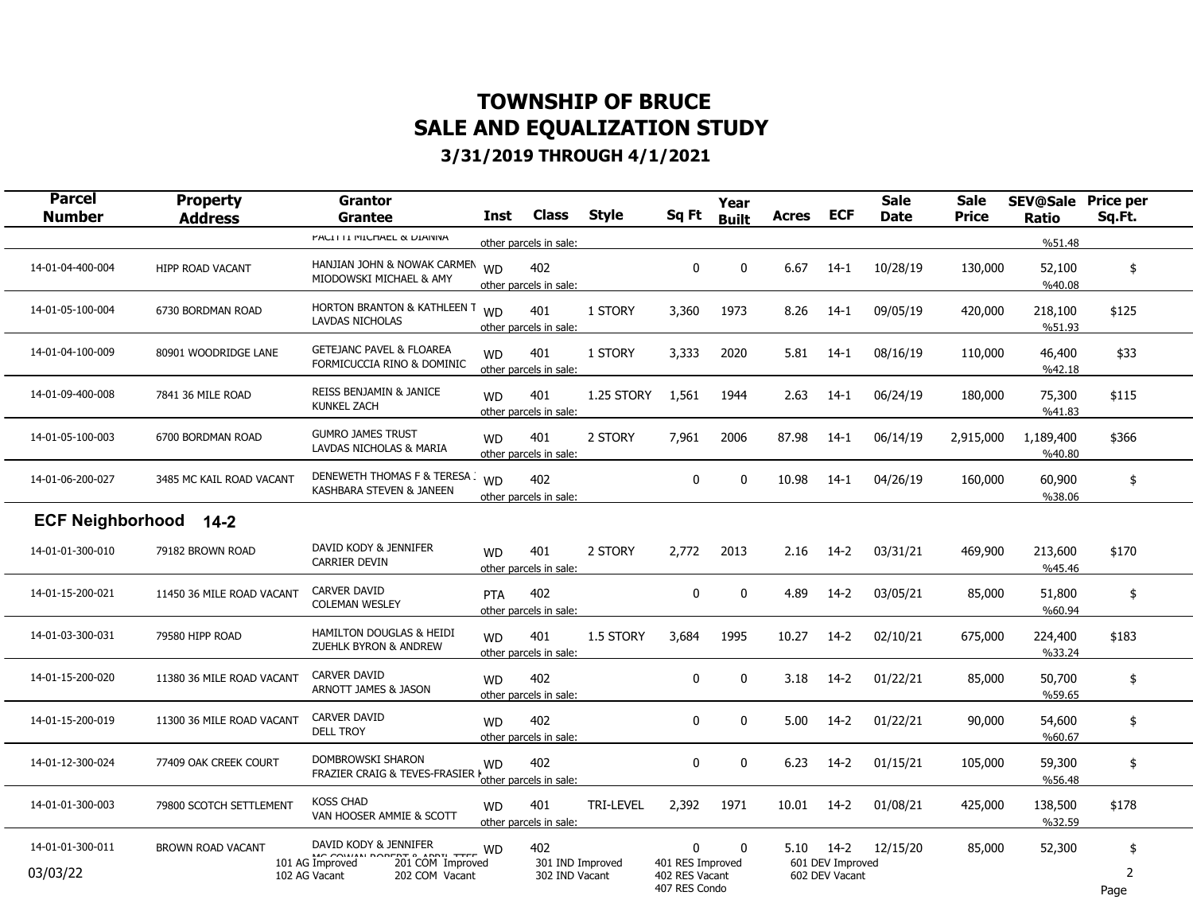# TOWNSHIP OF BRUCE
# SALE AND EQUALIZATION STUDY
### 3/31/2019 THROUGH 4/1/2021

| Parcel Number | Property Address | Grantor / Grantee | Inst | Class | Style | Sq Ft | Year Built | Acres | ECF | Sale Date | Sale Price | SEV@Sale Ratio | Price per Sq.Ft. |
|---|---|---|---|---|---|---|---|---|---|---|---|---|---|
| | | PACITTI MICHAEL & DIANNA | | other parcels in sale: | | | | | | | | %51.48 | |
| 14-01-04-400-004 | HIPP ROAD VACANT | HANJIAN JOHN & NOWAK CARMEN / MIODOWSKI MICHAEL & AMY | WD | 402 other parcels in sale: | | 0 | 0 | 6.67 | 14-1 | 10/28/19 | 130,000 | 52,100 %40.08 | $ |
| 14-01-05-100-004 | 6730 BORDMAN ROAD | HORTON BRANTON & KATHLEEN T / LAVDAS NICHOLAS | WD | 401 other parcels in sale: | 1 STORY | 3,360 | 1973 | 8.26 | 14-1 | 09/05/19 | 420,000 | 218,100 %51.93 | $125 |
| 14-01-04-100-009 | 80901 WOODRIDGE LANE | GETEJANC PAVEL & FLOAREA / FORMICUCCIA RINO & DOMINIC | WD | 401 other parcels in sale: | 1 STORY | 3,333 | 2020 | 5.81 | 14-1 | 08/16/19 | 110,000 | 46,400 %42.18 | $33 |
| 14-01-09-400-008 | 7841 36 MILE ROAD | REISS BENJAMIN & JANICE / KUNKEL ZACH | WD | 401 other parcels in sale: | 1.25 STORY | 1,561 | 1944 | 2.63 | 14-1 | 06/24/19 | 180,000 | 75,300 %41.83 | $115 |
| 14-01-05-100-003 | 6700 BORDMAN ROAD | GUMRO JAMES TRUST / LAVDAS NICHOLAS & MARIA | WD | 401 other parcels in sale: | 2 STORY | 7,961 | 2006 | 87.98 | 14-1 | 06/14/19 | 2,915,000 | 1,189,400 %40.80 | $366 |
| 14-01-06-200-027 | 3485 MC KAIL ROAD VACANT | DENEWETH THOMAS F & TERESA / KASHBARA STEVEN & JANEEN | WD | 402 other parcels in sale: | | 0 | 0 | 10.98 | 14-1 | 04/26/19 | 160,000 | 60,900 %38.06 | $ |

## ECF Neighborhood 14-2

| Parcel Number | Property Address | Grantor / Grantee | Inst | Class | Style | Sq Ft | Year Built | Acres | ECF | Sale Date | Sale Price | SEV@Sale Ratio | Price per Sq.Ft. |
|---|---|---|---|---|---|---|---|---|---|---|---|---|---|
| 14-01-01-300-010 | 79182 BROWN ROAD | DAVID KODY & JENNIFER / CARRIER DEVIN | WD | 401 other parcels in sale: | 2 STORY | 2,772 | 2013 | 2.16 | 14-2 | 03/31/21 | 469,900 | 213,600 %45.46 | $170 |
| 14-01-15-200-021 | 11450 36 MILE ROAD VACANT | CARVER DAVID / COLEMAN WESLEY | PTA | 402 other parcels in sale: | | 0 | 0 | 4.89 | 14-2 | 03/05/21 | 85,000 | 51,800 %60.94 | $ |
| 14-01-03-300-031 | 79580 HIPP ROAD | HAMILTON DOUGLAS & HEIDI / ZUEHLK BYRON & ANDREW | WD | 401 other parcels in sale: | 1.5 STORY | 3,684 | 1995 | 10.27 | 14-2 | 02/10/21 | 675,000 | 224,400 %33.24 | $183 |
| 14-01-15-200-020 | 11380 36 MILE ROAD VACANT | CARVER DAVID / ARNOTT JAMES & JASON | WD | 402 other parcels in sale: | | 0 | 0 | 3.18 | 14-2 | 01/22/21 | 85,000 | 50,700 %59.65 | $ |
| 14-01-15-200-019 | 11300 36 MILE ROAD VACANT | CARVER DAVID / DELL TROY | WD | 402 other parcels in sale: | | 0 | 0 | 5.00 | 14-2 | 01/22/21 | 90,000 | 54,600 %60.67 | $ |
| 14-01-12-300-024 | 77409 OAK CREEK COURT | DOMBROWSKI SHARON / FRAZIER CRAIG & TEVES-FRASIER K | WD | 402 other parcels in sale: | | 0 | 0 | 6.23 | 14-2 | 01/15/21 | 105,000 | 59,300 %56.48 | $ |
| 14-01-01-300-003 | 79800 SCOTCH SETTLEMENT | KOSS CHAD / VAN HOOSER AMMIE & SCOTT | WD | 401 other parcels in sale: | TRI-LEVEL | 2,392 | 1971 | 10.01 | 14-2 | 01/08/21 | 425,000 | 138,500 %32.59 | $178 |
| 14-01-01-300-011 | BROWN ROAD VACANT | DAVID KODY & JENNIFER / MC COWAN ROBERT & APRIL TTEE | WD | 402 | | 0 | 0 | 5.10 | 14-2 | 12/15/20 | 85,000 | 52,300 | $ |

101 AG Improved, 102 AG Vacant, 201 COM Improved, 202 COM Vacant, 301 IND Improved, 302 IND Vacant, 401 RES Improved, 402 RES Vacant, 407 RES Condo, 601 DEV Improved, 602 DEV Vacant

03/03/22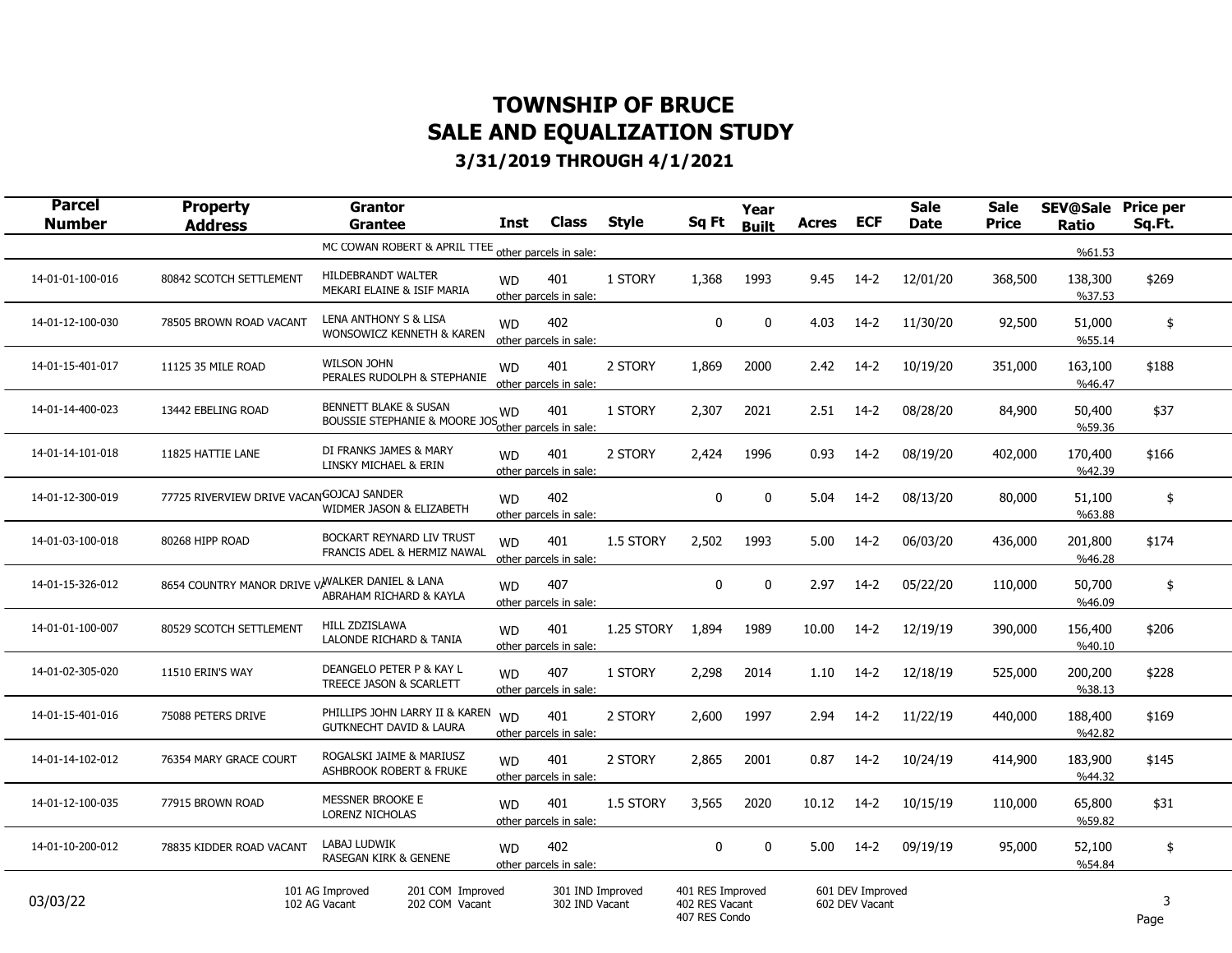# TOWNSHIP OF BRUCE
# SALE AND EQUALIZATION STUDY
### 3/31/2019 THROUGH 4/1/2021

| Parcel Number | Property Address | Grantor / Grantee | Inst | Class | Style | Sq Ft | Year Built | Acres | ECF | Sale Date | Sale Price | SEV@Sale Ratio | Price per Sq.Ft. |
|---|---|---|---|---|---|---|---|---|---|---|---|---|---|
| | | MC COWAN ROBERT & APRIL TTEE | | other parcels in sale: | | | | | | | | %61.53 | |
| 14-01-01-100-016 | 80842 SCOTCH SETTLEMENT | HILDEBRANDT WALTER / MEKARI ELAINE & ISIF MARIA | WD | 401 other parcels in sale: | 1 STORY | 1,368 | 1993 | 9.45 | 14-2 | 12/01/20 | 368,500 | 138,300 %37.53 | $269 |
| 14-01-12-100-030 | 78505 BROWN ROAD VACANT | LENA ANTHONY S & LISA / WONSOWICZ KENNETH & KAREN | WD | 402 other parcels in sale: | | 0 | 0 | 4.03 | 14-2 | 11/30/20 | 92,500 | 51,000 %55.14 | $ |
| 14-01-15-401-017 | 11125 35 MILE ROAD | WILSON JOHN / PERALES RUDOLPH & STEPHANIE | WD | 401 other parcels in sale: | 2 STORY | 1,869 | 2000 | 2.42 | 14-2 | 10/19/20 | 351,000 | 163,100 %46.47 | $188 |
| 14-01-14-400-023 | 13442 EBELING ROAD | BENNETT BLAKE & SUSAN / BOUSSIE STEPHANIE & MOORE JOS | WD | 401 other parcels in sale: | 1 STORY | 2,307 | 2021 | 2.51 | 14-2 | 08/28/20 | 84,900 | 50,400 %59.36 | $37 |
| 14-01-14-101-018 | 11825 HATTIE LANE | DI FRANKS JAMES & MARY / LINSKY MICHAEL & ERIN | WD | 401 other parcels in sale: | 2 STORY | 2,424 | 1996 | 0.93 | 14-2 | 08/19/20 | 402,000 | 170,400 %42.39 | $166 |
| 14-01-12-300-019 | 77725 RIVERVIEW DRIVE VACAN | GOJCAJ SANDER / WIDMER JASON & ELIZABETH | WD | 402 other parcels in sale: | | 0 | 0 | 5.04 | 14-2 | 08/13/20 | 80,000 | 51,100 %63.88 | $ |
| 14-01-03-100-018 | 80268 HIPP ROAD | BOCKART REYNARD LIV TRUST / FRANCIS ADEL & HERMIZ NAWAL | WD | 401 other parcels in sale: | 1.5 STORY | 2,502 | 1993 | 5.00 | 14-2 | 06/03/20 | 436,000 | 201,800 %46.28 | $174 |
| 14-01-15-326-012 | 8654 COUNTRY MANOR DRIVE V | WALKER DANIEL & LANA / ABRAHAM RICHARD & KAYLA | WD | 407 other parcels in sale: | | 0 | 0 | 2.97 | 14-2 | 05/22/20 | 110,000 | 50,700 %46.09 | $ |
| 14-01-01-100-007 | 80529 SCOTCH SETTLEMENT | HILL ZDZISLAWA / LALONDE RICHARD & TANIA | WD | 401 other parcels in sale: | 1.25 STORY | 1,894 | 1989 | 10.00 | 14-2 | 12/19/19 | 390,000 | 156,400 %40.10 | $206 |
| 14-01-02-305-020 | 11510 ERIN'S WAY | DEANGELO PETER P & KAY L / TREECE JASON & SCARLETT | WD | 407 other parcels in sale: | 1 STORY | 2,298 | 2014 | 1.10 | 14-2 | 12/18/19 | 525,000 | 200,200 %38.13 | $228 |
| 14-01-15-401-016 | 75088 PETERS DRIVE | PHILLIPS JOHN LARRY II & KAREN / GUTKNECHT DAVID & LAURA | WD | 401 other parcels in sale: | 2 STORY | 2,600 | 1997 | 2.94 | 14-2 | 11/22/19 | 440,000 | 188,400 %42.82 | $169 |
| 14-01-14-102-012 | 76354 MARY GRACE COURT | ROGALSKI JAIME & MARIUSZ / ASHBROOK ROBERT & FRUKE | WD | 401 other parcels in sale: | 2 STORY | 2,865 | 2001 | 0.87 | 14-2 | 10/24/19 | 414,900 | 183,900 %44.32 | $145 |
| 14-01-12-100-035 | 77915 BROWN ROAD | MESSNER BROOKE E / LORENZ NICHOLAS | WD | 401 other parcels in sale: | 1.5 STORY | 3,565 | 2020 | 10.12 | 14-2 | 10/15/19 | 110,000 | 65,800 %59.82 | $31 |
| 14-01-10-200-012 | 78835 KIDDER ROAD VACANT | LABAJ LUDWIK / RASEGAN KIRK & GENENE | WD | 402 other parcels in sale: | | 0 | 0 | 5.00 | 14-2 | 09/19/19 | 95,000 | 52,100 %54.84 | $ |

03/03/22

101 AG Improved, 102 AG Vacant, 201 COM Improved, 202 COM Vacant, 301 IND Improved, 302 IND Vacant, 401 RES Improved, 402 RES Vacant, 407 RES Condo, 601 DEV Improved, 602 DEV Vacant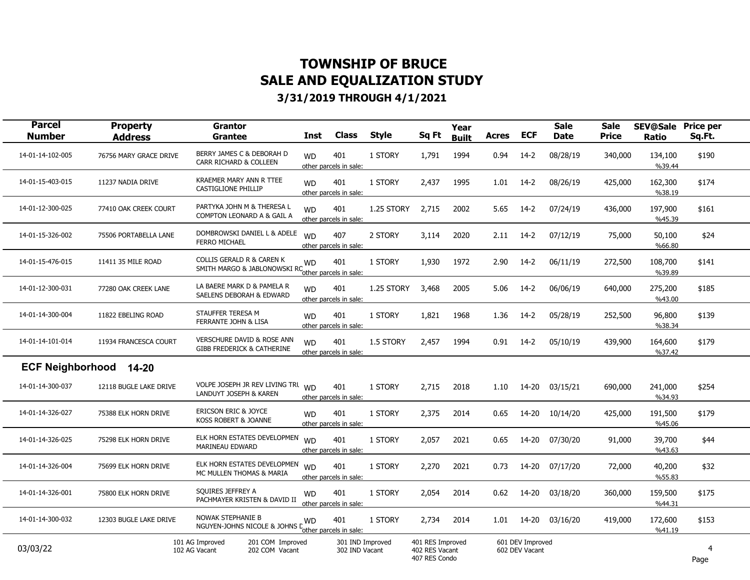# TOWNSHIP OF BRUCE
# SALE AND EQUALIZATION STUDY
### 3/31/2019 THROUGH 4/1/2021

| Parcel Number | Property Address | Grantor / Grantee | Inst | Class | Style | Sq Ft | Year Built | Acres | ECF | Sale Date | Sale Price | SEV@Sale Ratio | Price per Sq.Ft. |
|---|---|---|---|---|---|---|---|---|---|---|---|---|---|
| 14-01-14-102-005 | 76756 MARY GRACE DRIVE | BERRY JAMES C & DEBORAH D / CARR RICHARD & COLLEEN | WD | 401 other parcels in sale: | 1 STORY | 1,791 | 1994 | 0.94 | 14-2 | 08/28/19 | 340,000 | 134,100 %39.44 | $190 |
| 14-01-15-403-015 | 11237 NADIA DRIVE | KRAEMER MARY ANN R TTEE / CASTIGLIONE PHILLIP | WD | 401 other parcels in sale: | 1 STORY | 2,437 | 1995 | 1.01 | 14-2 | 08/26/19 | 425,000 | 162,300 %38.19 | $174 |
| 14-01-12-300-025 | 77410 OAK CREEK COURT | PARTYKA JOHN M & THERESA L / COMPTON LEONARD A & GAIL A | WD | 401 other parcels in sale: | 1.25 STORY | 2,715 | 2002 | 5.65 | 14-2 | 07/24/19 | 436,000 | 197,900 %45.39 | $161 |
| 14-01-15-326-002 | 75506 PORTABELLA LANE | DOMBROWSKI DANIEL L & ADELE / FERRO MICHAEL | WD | 407 other parcels in sale: | 2 STORY | 3,114 | 2020 | 2.11 | 14-2 | 07/12/19 | 75,000 | 50,100 %66.80 | $24 |
| 14-01-15-476-015 | 11411 35 MILE ROAD | COLLIS GERALD R & CAREN K / SMITH MARGO & JABLONOWSKI RO | WD | 401 other parcels in sale: | 1 STORY | 1,930 | 1972 | 2.90 | 14-2 | 06/11/19 | 272,500 | 108,700 %39.89 | $141 |
| 14-01-12-300-031 | 77280 OAK CREEK LANE | LA BAERE MARK D & PAMELA R / SAELENS DEBORAH & EDWARD | WD | 401 other parcels in sale: | 1.25 STORY | 3,468 | 2005 | 5.06 | 14-2 | 06/06/19 | 640,000 | 275,200 %43.00 | $185 |
| 14-01-14-300-004 | 11822 EBELING ROAD | STAUFFER TERESA M / FERRANTE JOHN & LISA | WD | 401 other parcels in sale: | 1 STORY | 1,821 | 1968 | 1.36 | 14-2 | 05/28/19 | 252,500 | 96,800 %38.34 | $139 |
| 14-01-14-101-014 | 11934 FRANCESCA COURT | VERSCHURE DAVID & ROSE ANN / GIBB FREDERICK & CATHERINE | WD | 401 other parcels in sale: | 1.5 STORY | 2,457 | 1994 | 0.91 | 14-2 | 05/10/19 | 439,900 | 164,600 %37.42 | $179 |
| **ECF Neighborhood 14-20** | | | | | | | | | | | | | |
| 14-01-14-300-037 | 12118 BUGLE LAKE DRIVE | VOLPE JOSEPH JR REV LIVING TRU / LANDUYT JOSEPH & KAREN | WD | 401 other parcels in sale: | 1 STORY | 2,715 | 2018 | 1.10 | 14-20 | 03/15/21 | 690,000 | 241,000 %34.93 | $254 |
| 14-01-14-326-027 | 75388 ELK HORN DRIVE | ERICSON ERIC & JOYCE / KOSS ROBERT & JOANNE | WD | 401 other parcels in sale: | 1 STORY | 2,375 | 2014 | 0.65 | 14-20 | 10/14/20 | 425,000 | 191,500 %45.06 | $179 |
| 14-01-14-326-025 | 75298 ELK HORN DRIVE | ELK HORN ESTATES DEVELOPMEN / MARINEAU EDWARD | WD | 401 other parcels in sale: | 1 STORY | 2,057 | 2021 | 0.65 | 14-20 | 07/30/20 | 91,000 | 39,700 %43.63 | $44 |
| 14-01-14-326-004 | 75699 ELK HORN DRIVE | ELK HORN ESTATES DEVELOPMEN / MC MULLEN THOMAS & MARIA | WD | 401 other parcels in sale: | 1 STORY | 2,270 | 2021 | 0.73 | 14-20 | 07/17/20 | 72,000 | 40,200 %55.83 | $32 |
| 14-01-14-326-001 | 75800 ELK HORN DRIVE | SQUIRES JEFFREY A / PACHMAYER KRISTEN & DAVID II | WD | 401 other parcels in sale: | 1 STORY | 2,054 | 2014 | 0.62 | 14-20 | 03/18/20 | 360,000 | 159,500 %44.31 | $175 |
| 14-01-14-300-032 | 12303 BUGLE LAKE DRIVE | NOWAK STEPHANIE B / NGUYEN-JOHNS NICOLE & JOHNS D | WD | 401 other parcels in sale: | 1 STORY | 2,734 | 2014 | 1.01 | 14-20 | 03/16/20 | 419,000 | 172,600 %41.19 | $153 |

03/03/22

101 AG Improved, 102 AG Vacant, 201 COM Improved, 202 COM Vacant, 301 IND Improved, 302 IND Vacant, 401 RES Improved, 402 RES Vacant, 407 RES Condo, 601 DEV Improved, 602 DEV Vacant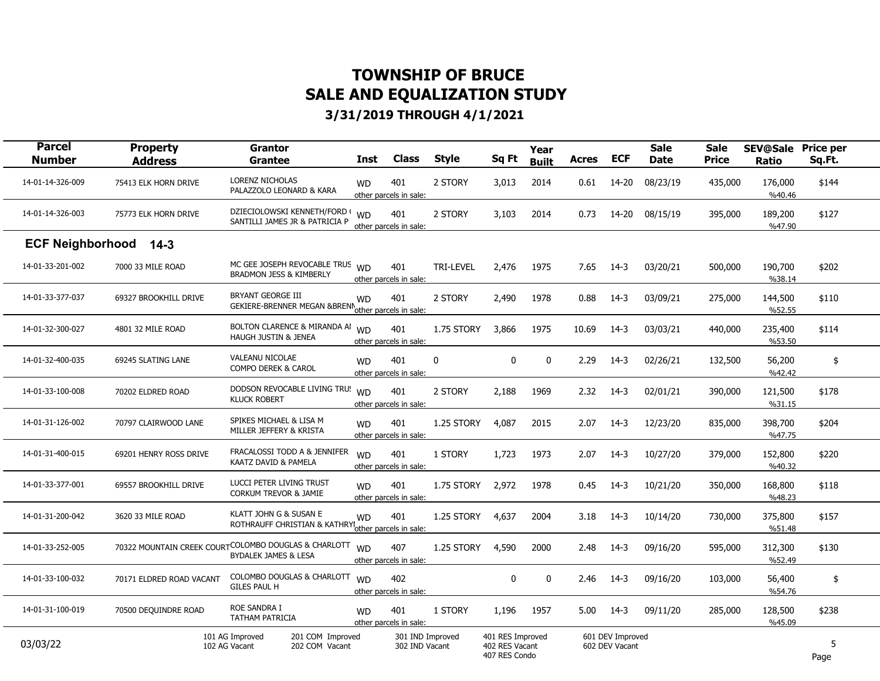# TOWNSHIP OF BRUCE
# SALE AND EQUALIZATION STUDY
### 3/31/2019 THROUGH 4/1/2021

| Parcel Number | Property Address | Grantor / Grantee | Inst | Class | Style | Sq Ft | Year Built | Acres | ECF | Sale Date | Sale Price | SEV@Sale Ratio | Price per Sq.Ft. |
|---|---|---|---|---|---|---|---|---|---|---|---|---|---|
| 14-01-14-326-009 | 75413 ELK HORN DRIVE | LORENZ NICHOLAS / PALAZZOLO LEONARD & KARA | WD | 401 other parcels in sale: | 2 STORY | 3,013 | 2014 | 0.61 | 14-20 | 08/23/19 | 435,000 | 176,000 %40.46 | $144 |
| 14-01-14-326-003 | 75773 ELK HORN DRIVE | DZIECIOLOWSKI KENNETH/FORD ( / SANTILLI JAMES JR & PATRICIA P | WD | 401 other parcels in sale: | 2 STORY | 3,103 | 2014 | 0.73 | 14-20 | 08/15/19 | 395,000 | 189,200 %47.90 | $127 |

**ECF Neighborhood 14-3**

| Parcel Number | Property Address | Grantor / Grantee | Inst | Class | Style | Sq Ft | Year Built | Acres | ECF | Sale Date | Sale Price | SEV@Sale Ratio | Price per Sq.Ft. |
|---|---|---|---|---|---|---|---|---|---|---|---|---|---|
| 14-01-33-201-002 | 7000 33 MILE ROAD | MC GEE JOSEPH REVOCABLE TRUS / BRADMON JESS & KIMBERLY | WD | 401 other parcels in sale: | TRI-LEVEL | 2,476 | 1975 | 7.65 | 14-3 | 03/20/21 | 500,000 | 190,700 %38.14 | $202 |
| 14-01-33-377-037 | 69327 BROOKHILL DRIVE | BRYANT GEORGE III / GEKIERE-BRENNER MEGAN &BRENN | WD | 401 other parcels in sale: | 2 STORY | 2,490 | 1978 | 0.88 | 14-3 | 03/09/21 | 275,000 | 144,500 %52.55 | $110 |
| 14-01-32-300-027 | 4801 32 MILE ROAD | BOLTON CLARENCE & MIRANDA AI / HAUGH JUSTIN & JENEA | WD | 401 other parcels in sale: | 1.75 STORY | 3,866 | 1975 | 10.69 | 14-3 | 03/03/21 | 440,000 | 235,400 %53.50 | $114 |
| 14-01-32-400-035 | 69245 SLATING LANE | VALEANU NICOLAE / COMPO DEREK & CAROL | WD | 401 other parcels in sale: | 0 | 0 | 0 | 2.29 | 14-3 | 02/26/21 | 132,500 | 56,200 %42.42 | $ |
| 14-01-33-100-008 | 70202 ELDRED ROAD | DODSON REVOCABLE LIVING TRU! / KLUCK ROBERT | WD | 401 other parcels in sale: | 2 STORY | 2,188 | 1969 | 2.32 | 14-3 | 02/01/21 | 390,000 | 121,500 %31.15 | $178 |
| 14-01-31-126-002 | 70797 CLAIRWOOD LANE | SPIKES MICHAEL & LISA M / MILLER JEFFERY & KRISTA | WD | 401 other parcels in sale: | 1.25 STORY | 4,087 | 2015 | 2.07 | 14-3 | 12/23/20 | 835,000 | 398,700 %47.75 | $204 |
| 14-01-31-400-015 | 69201 HENRY ROSS DRIVE | FRACALOSSI TODD A & JENNIFER / KAATZ DAVID & PAMELA | WD | 401 other parcels in sale: | 1 STORY | 1,723 | 1973 | 2.07 | 14-3 | 10/27/20 | 379,000 | 152,800 %40.32 | $220 |
| 14-01-33-377-001 | 69557 BROOKHILL DRIVE | LUCCI PETER LIVING TRUST / CORKUM TREVOR & JAMIE | WD | 401 other parcels in sale: | 1.75 STORY | 2,972 | 1978 | 0.45 | 14-3 | 10/21/20 | 350,000 | 168,800 %48.23 | $118 |
| 14-01-31-200-042 | 3620 33 MILE ROAD | KLATT JOHN G & SUSAN E / ROTHRAUFF CHRISTIAN & KATHRYI | WD | 401 other parcels in sale: | 1.25 STORY | 4,637 | 2004 | 3.18 | 14-3 | 10/14/20 | 730,000 | 375,800 %51.48 | $157 |
| 14-01-33-252-005 | 70322 MOUNTAIN CREEK COURT | COLOMBO DOUGLAS & CHARLOTT / BYDALEK JAMES & LESA | WD | 407 other parcels in sale: | 1.25 STORY | 4,590 | 2000 | 2.48 | 14-3 | 09/16/20 | 595,000 | 312,300 %52.49 | $130 |
| 14-01-33-100-032 | 70171 ELDRED ROAD VACANT | COLOMBO DOUGLAS & CHARLOTT / GILES PAUL H | WD | 402 other parcels in sale: | | 0 | 0 | 2.46 | 14-3 | 09/16/20 | 103,000 | 56,400 %54.76 | $ |
| 14-01-31-100-019 | 70500 DEQUINDRE ROAD | ROE SANDRA I / TATHAM PATRICIA | WD | 401 other parcels in sale: | 1 STORY | 1,196 | 1957 | 5.00 | 14-3 | 09/11/20 | 285,000 | 128,500 %45.09 | $238 |

03/03/22

101 AG Improved, 102 AG Vacant, 201 COM Improved, 202 COM Vacant, 301 IND Improved, 302 IND Vacant, 401 RES Improved, 402 RES Vacant, 407 RES Condo, 601 DEV Improved, 602 DEV Vacant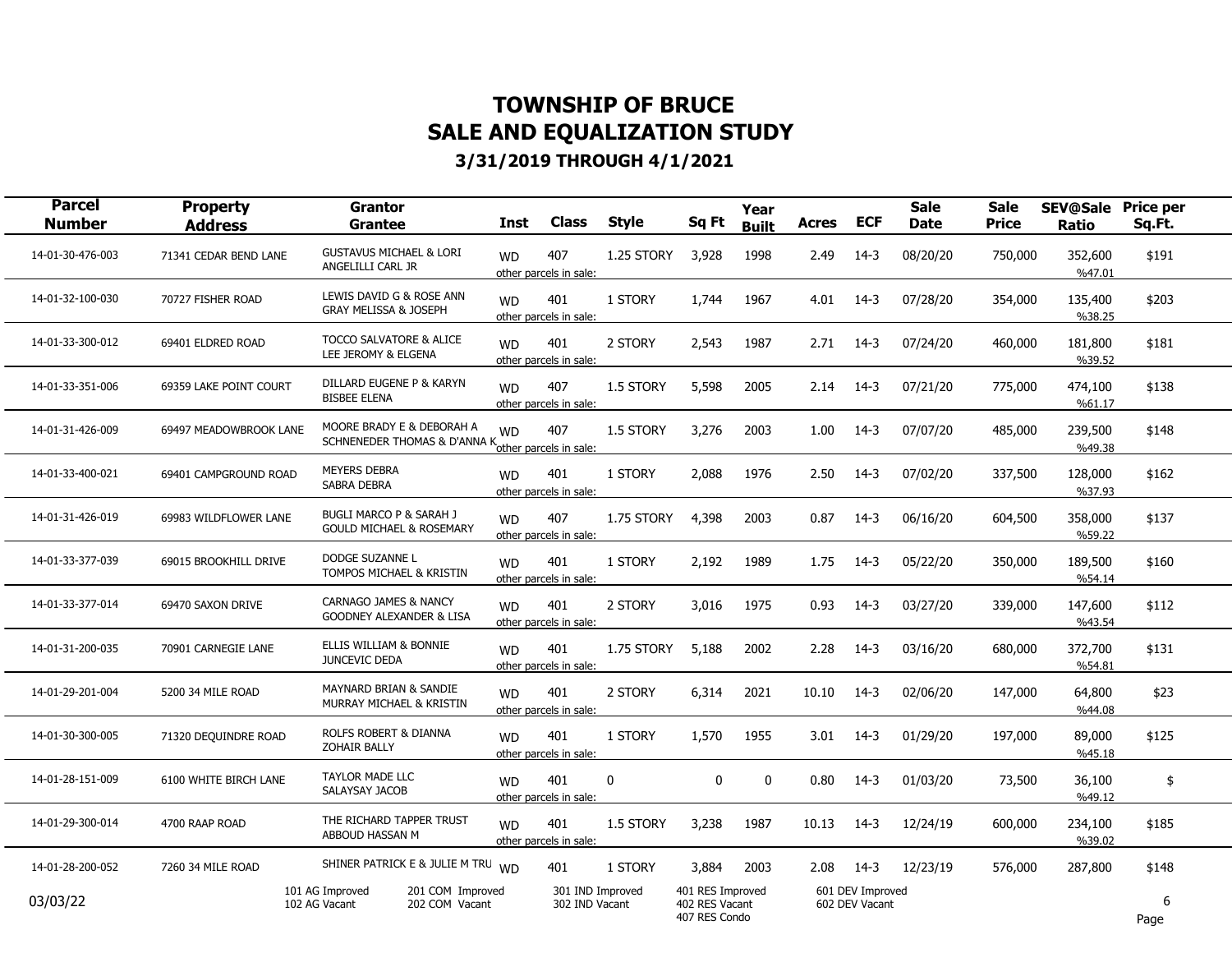# TOWNSHIP OF BRUCE
# SALE AND EQUALIZATION STUDY
### 3/31/2019 THROUGH 4/1/2021

| Parcel Number | Property Address | Grantor / Grantee | Inst | Class | Style | Sq Ft | Year Built | Acres | ECF | Sale Date | Sale Price | SEV@Sale Ratio | Price per Sq.Ft. |
|---|---|---|---|---|---|---|---|---|---|---|---|---|---|
| 14-01-30-476-003 | 71341 CEDAR BEND LANE | GUSTAVUS MICHAEL & LORI / ANGELILLI CARL JR | WD | 407 other parcels in sale: | 1.25 STORY | 3,928 | 1998 | 2.49 | 14-3 | 08/20/20 | 750,000 | 352,600 %47.01 | $191 |
| 14-01-32-100-030 | 70727 FISHER ROAD | LEWIS DAVID G & ROSE ANN / GRAY MELISSA & JOSEPH | WD | 401 other parcels in sale: | 1 STORY | 1,744 | 1967 | 4.01 | 14-3 | 07/28/20 | 354,000 | 135,400 %38.25 | $203 |
| 14-01-33-300-012 | 69401 ELDRED ROAD | TOCCO SALVATORE & ALICE / LEE JEROMY & ELGENA | WD | 401 other parcels in sale: | 2 STORY | 2,543 | 1987 | 2.71 | 14-3 | 07/24/20 | 460,000 | 181,800 %39.52 | $181 |
| 14-01-33-351-006 | 69359 LAKE POINT COURT | DILLARD EUGENE P & KARYN / BISBEE ELENA | WD | 407 other parcels in sale: | 1.5 STORY | 5,598 | 2005 | 2.14 | 14-3 | 07/21/20 | 775,000 | 474,100 %61.17 | $138 |
| 14-01-31-426-009 | 69497 MEADOWBROOK LANE | MOORE BRADY E & DEBORAH A / SCHNENEDER THOMAS & D'ANNA K | WD | 407 other parcels in sale: | 1.5 STORY | 3,276 | 2003 | 1.00 | 14-3 | 07/07/20 | 485,000 | 239,500 %49.38 | $148 |
| 14-01-33-400-021 | 69401 CAMPGROUND ROAD | MEYERS DEBRA / SABRA DEBRA | WD | 401 other parcels in sale: | 1 STORY | 2,088 | 1976 | 2.50 | 14-3 | 07/02/20 | 337,500 | 128,000 %37.93 | $162 |
| 14-01-31-426-019 | 69983 WILDFLOWER LANE | BUGLI MARCO P & SARAH J / GOULD MICHAEL & ROSEMARY | WD | 407 other parcels in sale: | 1.75 STORY | 4,398 | 2003 | 0.87 | 14-3 | 06/16/20 | 604,500 | 358,000 %59.22 | $137 |
| 14-01-33-377-039 | 69015 BROOKHILL DRIVE | DODGE SUZANNE L / TOMPOS MICHAEL & KRISTIN | WD | 401 other parcels in sale: | 1 STORY | 2,192 | 1989 | 1.75 | 14-3 | 05/22/20 | 350,000 | 189,500 %54.14 | $160 |
| 14-01-33-377-014 | 69470 SAXON DRIVE | CARNAGO JAMES & NANCY / GOODNEY ALEXANDER & LISA | WD | 401 other parcels in sale: | 2 STORY | 3,016 | 1975 | 0.93 | 14-3 | 03/27/20 | 339,000 | 147,600 %43.54 | $112 |
| 14-01-31-200-035 | 70901 CARNEGIE LANE | ELLIS WILLIAM & BONNIE / JUNCEVIC DEDA | WD | 401 other parcels in sale: | 1.75 STORY | 5,188 | 2002 | 2.28 | 14-3 | 03/16/20 | 680,000 | 372,700 %54.81 | $131 |
| 14-01-29-201-004 | 5200 34 MILE ROAD | MAYNARD BRIAN & SANDIE / MURRAY MICHAEL & KRISTIN | WD | 401 other parcels in sale: | 2 STORY | 6,314 | 2021 | 10.10 | 14-3 | 02/06/20 | 147,000 | 64,800 %44.08 | $23 |
| 14-01-30-300-005 | 71320 DEQUINDRE ROAD | ROLFS ROBERT & DIANNA / ZOHAIR BALLY | WD | 401 other parcels in sale: | 1 STORY | 1,570 | 1955 | 3.01 | 14-3 | 01/29/20 | 197,000 | 89,000 %45.18 | $125 |
| 14-01-28-151-009 | 6100 WHITE BIRCH LANE | TAYLOR MADE LLC / SALAYSAY JACOB | WD | 401 other parcels in sale: | 0 | 0 | 0 | 0.80 | 14-3 | 01/03/20 | 73,500 | 36,100 %49.12 | $ |
| 14-01-29-300-014 | 4700 RAAP ROAD | THE RICHARD TAPPER TRUST / ABBOUD HASSAN M | WD | 401 other parcels in sale: | 1.5 STORY | 3,238 | 1987 | 10.13 | 14-3 | 12/24/19 | 600,000 | 234,100 %39.02 | $185 |
| 14-01-28-200-052 | 7260 34 MILE ROAD | SHINER PATRICK E & JULIE M TRU | WD | 401 | 1 STORY | 3,884 | 2003 | 2.08 | 14-3 | 12/23/19 | 576,000 | 287,800 | $148 |

03/03/22

101 AG Improved, 102 AG Vacant, 201 COM Improved, 202 COM Vacant, 301 IND Improved, 302 IND Vacant, 401 RES Improved, 402 RES Vacant, 407 RES Condo, 601 DEV Improved, 602 DEV Vacant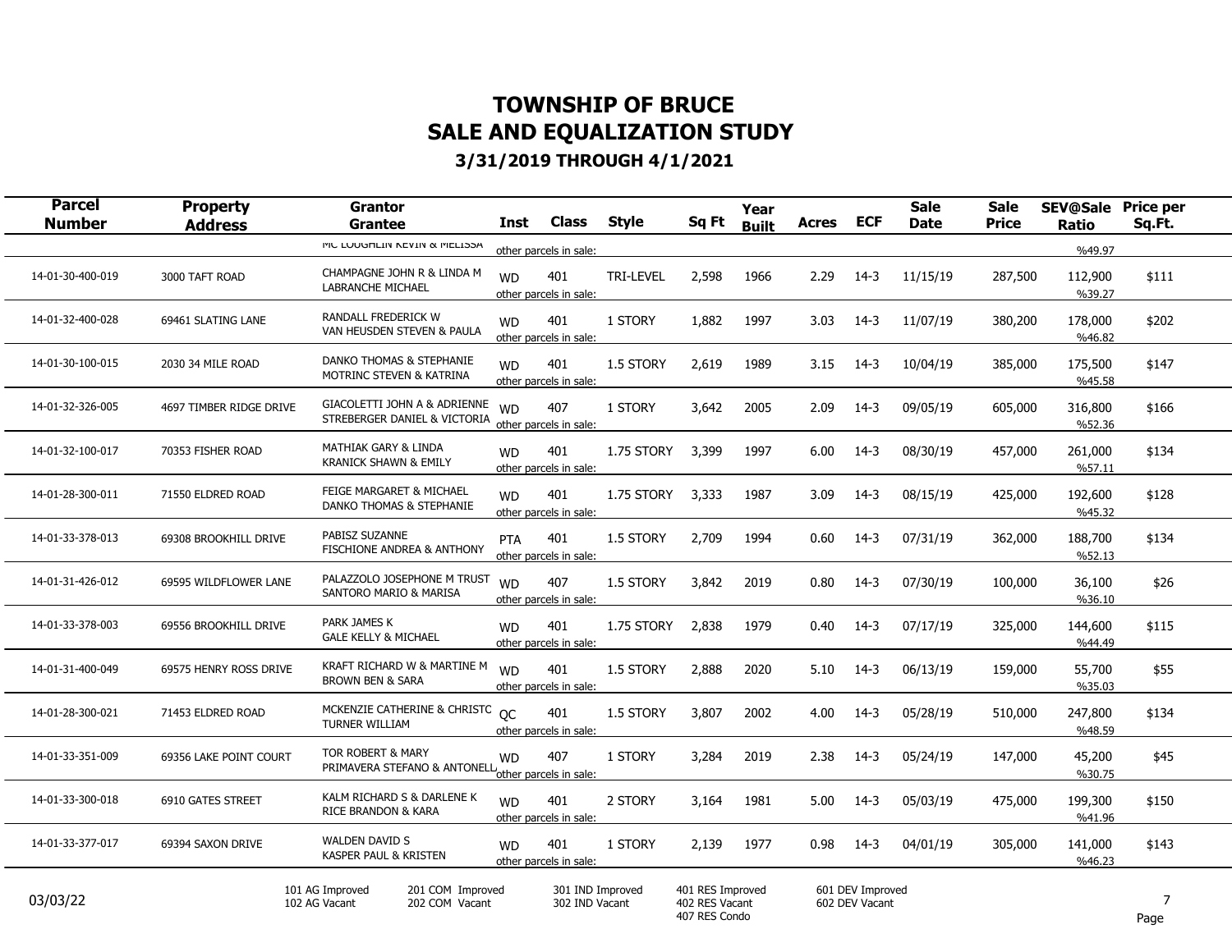# TOWNSHIP OF BRUCE
# SALE AND EQUALIZATION STUDY
### 3/31/2019 THROUGH 4/1/2021

| Parcel Number | Property Address | Grantor / Grantee | Inst | Class | Style | Sq Ft | Year Built | Acres | ECF | Sale Date | Sale Price | SEV@Sale Ratio | Price per Sq.Ft. |
|---|---|---|---|---|---|---|---|---|---|---|---|---|---|
| | | MC LOUGHLIN KEVIN & MELISSA | | other parcels in sale: | | | | | | | | %49.97 | |
| 14-01-30-400-019 | 3000 TAFT ROAD | CHAMPAGNE JOHN R & LINDA M / LABRANCHE MICHAEL | WD | 401 other parcels in sale: | TRI-LEVEL | 2,598 | 1966 | 2.29 | 14-3 | 11/15/19 | 287,500 | 112,900 %39.27 | $111 |
| 14-01-32-400-028 | 69461 SLATING LANE | RANDALL FREDERICK W / VAN HEUSDEN STEVEN & PAULA | WD | 401 other parcels in sale: | 1 STORY | 1,882 | 1997 | 3.03 | 14-3 | 11/07/19 | 380,200 | 178,000 %46.82 | $202 |
| 14-01-30-100-015 | 2030 34 MILE ROAD | DANKO THOMAS & STEPHANIE / MOTRINC STEVEN & KATRINA | WD | 401 other parcels in sale: | 1.5 STORY | 2,619 | 1989 | 3.15 | 14-3 | 10/04/19 | 385,000 | 175,500 %45.58 | $147 |
| 14-01-32-326-005 | 4697 TIMBER RIDGE DRIVE | GIACOLETTI JOHN A & ADRIENNE / STREBERGER DANIEL & VICTORIA | WD | 407 other parcels in sale: | 1 STORY | 3,642 | 2005 | 2.09 | 14-3 | 09/05/19 | 605,000 | 316,800 %52.36 | $166 |
| 14-01-32-100-017 | 70353 FISHER ROAD | MATHIAK GARY & LINDA / KRANICK SHAWN & EMILY | WD | 401 other parcels in sale: | 1.75 STORY | 3,399 | 1997 | 6.00 | 14-3 | 08/30/19 | 457,000 | 261,000 %57.11 | $134 |
| 14-01-28-300-011 | 71550 ELDRED ROAD | FEIGE MARGARET & MICHAEL / DANKO THOMAS & STEPHANIE | WD | 401 other parcels in sale: | 1.75 STORY | 3,333 | 1987 | 3.09 | 14-3 | 08/15/19 | 425,000 | 192,600 %45.32 | $128 |
| 14-01-33-378-013 | 69308 BROOKHILL DRIVE | PABISZ SUZANNE / FISCHIONE ANDREA & ANTHONY | PTA | 401 other parcels in sale: | 1.5 STORY | 2,709 | 1994 | 0.60 | 14-3 | 07/31/19 | 362,000 | 188,700 %52.13 | $134 |
| 14-01-31-426-012 | 69595 WILDFLOWER LANE | PALAZZOLO JOSEPHONE M TRUST / SANTORO MARIO & MARISA | WD | 407 other parcels in sale: | 1.5 STORY | 3,842 | 2019 | 0.80 | 14-3 | 07/30/19 | 100,000 | 36,100 %36.10 | $26 |
| 14-01-33-378-003 | 69556 BROOKHILL DRIVE | PARK JAMES K / GALE KELLY & MICHAEL | WD | 401 other parcels in sale: | 1.75 STORY | 2,838 | 1979 | 0.40 | 14-3 | 07/17/19 | 325,000 | 144,600 %44.49 | $115 |
| 14-01-31-400-049 | 69575 HENRY ROSS DRIVE | KRAFT RICHARD W & MARTINE M / BROWN BEN & SARA | WD | 401 other parcels in sale: | 1.5 STORY | 2,888 | 2020 | 5.10 | 14-3 | 06/13/19 | 159,000 | 55,700 %35.03 | $55 |
| 14-01-28-300-021 | 71453 ELDRED ROAD | MCKENZIE CATHERINE & CHRISTC / TURNER WILLIAM | QC | 401 other parcels in sale: | 1.5 STORY | 3,807 | 2002 | 4.00 | 14-3 | 05/28/19 | 510,000 | 247,800 %48.59 | $134 |
| 14-01-33-351-009 | 69356 LAKE POINT COURT | TOR ROBERT & MARY / PRIMAVERA STEFANO & ANTONELL | WD | 407 other parcels in sale: | 1 STORY | 3,284 | 2019 | 2.38 | 14-3 | 05/24/19 | 147,000 | 45,200 %30.75 | $45 |
| 14-01-33-300-018 | 6910 GATES STREET | KALM RICHARD S & DARLENE K / RICE BRANDON & KARA | WD | 401 other parcels in sale: | 2 STORY | 3,164 | 1981 | 5.00 | 14-3 | 05/03/19 | 475,000 | 199,300 %41.96 | $150 |
| 14-01-33-377-017 | 69394 SAXON DRIVE | WALDEN DAVID S / KASPER PAUL & KRISTEN | WD | 401 other parcels in sale: | 1 STORY | 2,139 | 1977 | 0.98 | 14-3 | 04/01/19 | 305,000 | 141,000 %46.23 | $143 |

03/03/22

101 AG Improved, 102 AG Vacant, 201 COM Improved, 202 COM Vacant, 301 IND Improved, 302 IND Vacant, 401 RES Improved, 402 RES Vacant, 407 RES Condo, 601 DEV Improved, 602 DEV Vacant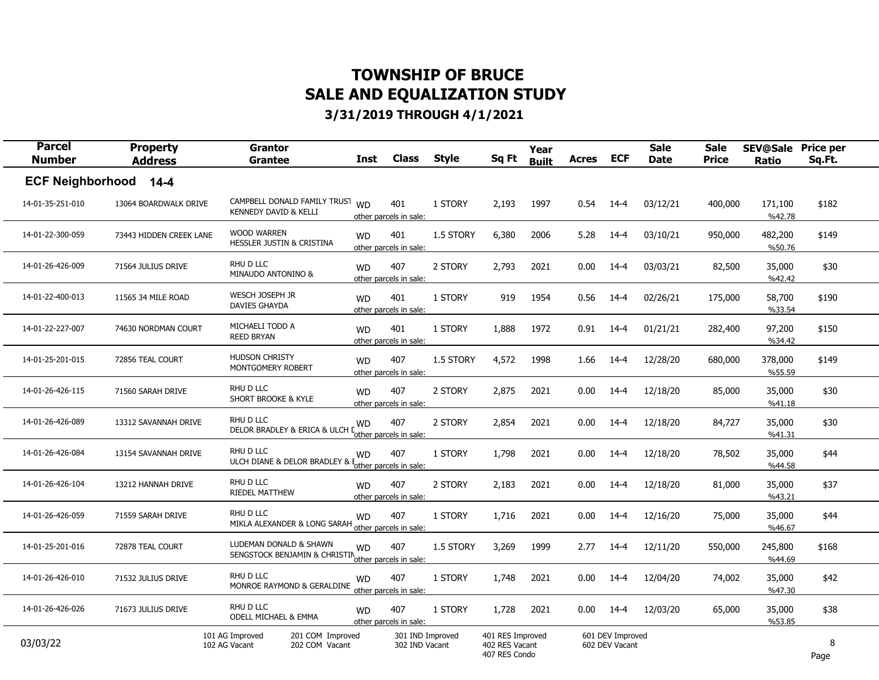# TOWNSHIP OF BRUCE
# SALE AND EQUALIZATION STUDY
## 3/31/2019 THROUGH 4/1/2021

| Parcel Number | Property Address | Grantor / Grantee | Inst | Class | Style | Sq Ft | Year Built | Acres | ECF | Sale Date | Sale Price | SEV@Sale Ratio | Price per Sq.Ft. |
|---|---|---|---|---|---|---|---|---|---|---|---|---|---|
| **ECF Neighborhood 14-4** | | | | | | | | | | | | | |
| 14-01-35-251-010 | 13064 BOARDWALK DRIVE | CAMPBELL DONALD FAMILY TRUST / KENNEDY DAVID & KELLI | WD | 401 other parcels in sale: | 1 STORY | 2,193 | 1997 | 0.54 | 14-4 | 03/12/21 | 400,000 | 171,100 %42.78 | $182 |
| 14-01-22-300-059 | 73443 HIDDEN CREEK LANE | WOOD WARREN / HESSLER JUSTIN & CRISTINA | WD | 401 other parcels in sale: | 1.5 STORY | 6,380 | 2006 | 5.28 | 14-4 | 03/10/21 | 950,000 | 482,200 %50.76 | $149 |
| 14-01-26-426-009 | 71564 JULIUS DRIVE | RHU D LLC / MINAUDO ANTONINO & | WD | 407 other parcels in sale: | 2 STORY | 2,793 | 2021 | 0.00 | 14-4 | 03/03/21 | 82,500 | 35,000 %42.42 | $30 |
| 14-01-22-400-013 | 11565 34 MILE ROAD | WESCH JOSEPH JR / DAVIES GHAYDA | WD | 401 other parcels in sale: | 1 STORY | 919 | 1954 | 0.56 | 14-4 | 02/26/21 | 175,000 | 58,700 %33.54 | $190 |
| 14-01-22-227-007 | 74630 NORDMAN COURT | MICHAELI TODD A / REED BRYAN | WD | 401 other parcels in sale: | 1 STORY | 1,888 | 1972 | 0.91 | 14-4 | 01/21/21 | 282,400 | 97,200 %34.42 | $150 |
| 14-01-25-201-015 | 72856 TEAL COURT | HUDSON CHRISTY / MONTGOMERY ROBERT | WD | 407 other parcels in sale: | 1.5 STORY | 4,572 | 1998 | 1.66 | 14-4 | 12/28/20 | 680,000 | 378,000 %55.59 | $149 |
| 14-01-26-426-115 | 71560 SARAH DRIVE | RHU D LLC / SHORT BROOKE & KYLE | WD | 407 other parcels in sale: | 2 STORY | 2,875 | 2021 | 0.00 | 14-4 | 12/18/20 | 85,000 | 35,000 %41.18 | $30 |
| 14-01-26-426-089 | 13312 SAVANNAH DRIVE | RHU D LLC / DELOR BRADLEY & ERICA & ULCH D | WD | 407 other parcels in sale: | 2 STORY | 2,854 | 2021 | 0.00 | 14-4 | 12/18/20 | 84,727 | 35,000 %41.31 | $30 |
| 14-01-26-426-084 | 13154 SAVANNAH DRIVE | RHU D LLC / ULCH DIANE & DELOR BRADLEY & E | WD | 407 other parcels in sale: | 1 STORY | 1,798 | 2021 | 0.00 | 14-4 | 12/18/20 | 78,502 | 35,000 %44.58 | $44 |
| 14-01-26-426-104 | 13212 HANNAH DRIVE | RHU D LLC / RIEDEL MATTHEW | WD | 407 other parcels in sale: | 2 STORY | 2,183 | 2021 | 0.00 | 14-4 | 12/18/20 | 81,000 | 35,000 %43.21 | $37 |
| 14-01-26-426-059 | 71559 SARAH DRIVE | RHU D LLC / MIKLA ALEXANDER & LONG SARAH | WD | 407 other parcels in sale: | 1 STORY | 1,716 | 2021 | 0.00 | 14-4 | 12/16/20 | 75,000 | 35,000 %46.67 | $44 |
| 14-01-25-201-016 | 72878 TEAL COURT | LUDEMAN DONALD & SHAWN / SENGSTOCK BENJAMIN & CHRISTIN | WD | 407 other parcels in sale: | 1.5 STORY | 3,269 | 1999 | 2.77 | 14-4 | 12/11/20 | 550,000 | 245,800 %44.69 | $168 |
| 14-01-26-426-010 | 71532 JULIUS DRIVE | RHU D LLC / MONROE RAYMOND & GERALDINE | WD | 407 other parcels in sale: | 1 STORY | 1,748 | 2021 | 0.00 | 14-4 | 12/04/20 | 74,002 | 35,000 %47.30 | $42 |
| 14-01-26-426-026 | 71673 JULIUS DRIVE | RHU D LLC / ODELL MICHAEL & EMMA | WD | 407 other parcels in sale: | 1 STORY | 1,728 | 2021 | 0.00 | 14-4 | 12/03/20 | 65,000 | 35,000 %53.85 | $38 |

03/03/22

101 AG Improved, 102 AG Vacant, 201 COM Improved, 202 COM Vacant, 301 IND Improved, 302 IND Vacant, 401 RES Improved, 402 RES Vacant, 407 RES Condo, 601 DEV Improved, 602 DEV Vacant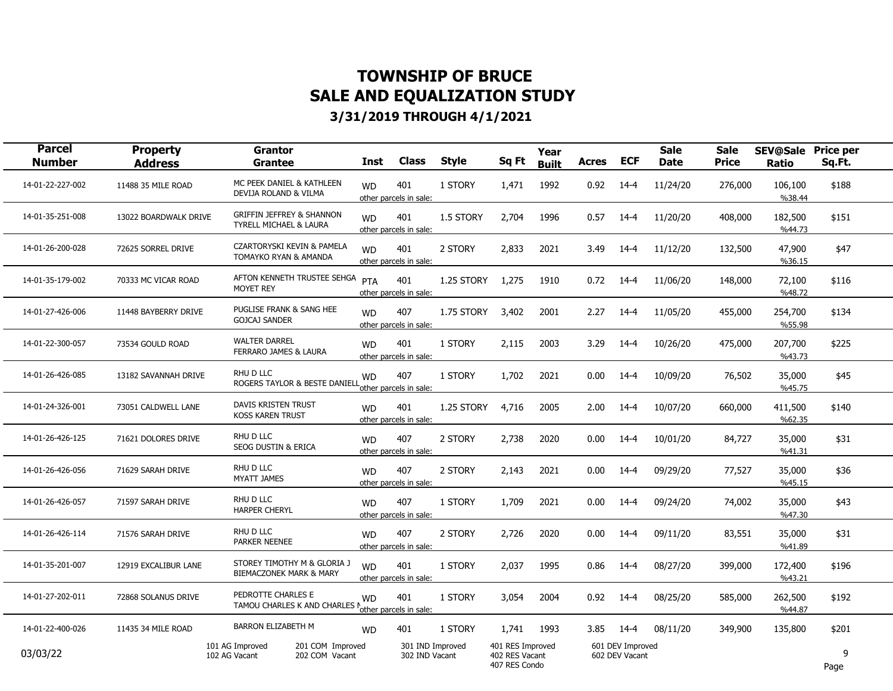# TOWNSHIP OF BRUCE
# SALE AND EQUALIZATION STUDY
### 3/31/2019 THROUGH 4/1/2021

| Parcel Number | Property Address | Grantor / Grantee | Inst | Class | Style | Sq Ft | Year Built | Acres | ECF | Sale Date | Sale Price | SEV@Sale Ratio | Price per Sq.Ft. |
|---|---|---|---|---|---|---|---|---|---|---|---|---|---|
| 14-01-22-227-002 | 11488 35 MILE ROAD | MC PEEK DANIEL & KATHLEEN / DEVIJA ROLAND & VILMA | WD | 401 other parcels in sale: | 1 STORY | 1,471 | 1992 | 0.92 | 14-4 | 11/24/20 | 276,000 | 106,100 %38.44 | $188 |
| 14-01-35-251-008 | 13022 BOARDWALK DRIVE | GRIFFIN JEFFREY & SHANNON / TYRELL MICHAEL & LAURA | WD | 401 other parcels in sale: | 1.5 STORY | 2,704 | 1996 | 0.57 | 14-4 | 11/20/20 | 408,000 | 182,500 %44.73 | $151 |
| 14-01-26-200-028 | 72625 SORREL DRIVE | CZARTORYSKI KEVIN & PAMELA / TOMAYKO RYAN & AMANDA | WD | 401 other parcels in sale: | 2 STORY | 2,833 | 2021 | 3.49 | 14-4 | 11/12/20 | 132,500 | 47,900 %36.15 | $47 |
| 14-01-35-179-002 | 70333 MC VICAR ROAD | AFTON KENNETH TRUSTEE SEHGA / MOYET REY | PTA | 401 other parcels in sale: | 1.25 STORY | 1,275 | 1910 | 0.72 | 14-4 | 11/06/20 | 148,000 | 72,100 %48.72 | $116 |
| 14-01-27-426-006 | 11448 BAYBERRY DRIVE | PUGLISE FRANK & SANG HEE / GOJCAJ SANDER | WD | 407 other parcels in sale: | 1.75 STORY | 3,402 | 2001 | 2.27 | 14-4 | 11/05/20 | 455,000 | 254,700 %55.98 | $134 |
| 14-01-22-300-057 | 73534 GOULD ROAD | WALTER DARREL / FERRARO JAMES & LAURA | WD | 401 other parcels in sale: | 1 STORY | 2,115 | 2003 | 3.29 | 14-4 | 10/26/20 | 475,000 | 207,700 %43.73 | $225 |
| 14-01-26-426-085 | 13182 SAVANNAH DRIVE | RHU D LLC / ROGERS TAYLOR & BESTE DANIELL | WD | 407 other parcels in sale: | 1 STORY | 1,702 | 2021 | 0.00 | 14-4 | 10/09/20 | 76,502 | 35,000 %45.75 | $45 |
| 14-01-24-326-001 | 73051 CALDWELL LANE | DAVIS KRISTEN TRUST / KOSS KAREN TRUST | WD | 401 other parcels in sale: | 1.25 STORY | 4,716 | 2005 | 2.00 | 14-4 | 10/07/20 | 660,000 | 411,500 %62.35 | $140 |
| 14-01-26-426-125 | 71621 DOLORES DRIVE | RHU D LLC / SEOG DUSTIN & ERICA | WD | 407 other parcels in sale: | 2 STORY | 2,738 | 2020 | 0.00 | 14-4 | 10/01/20 | 84,727 | 35,000 %41.31 | $31 |
| 14-01-26-426-056 | 71629 SARAH DRIVE | RHU D LLC / MYATT JAMES | WD | 407 other parcels in sale: | 2 STORY | 2,143 | 2021 | 0.00 | 14-4 | 09/29/20 | 77,527 | 35,000 %45.15 | $36 |
| 14-01-26-426-057 | 71597 SARAH DRIVE | RHU D LLC / HARPER CHERYL | WD | 407 other parcels in sale: | 1 STORY | 1,709 | 2021 | 0.00 | 14-4 | 09/24/20 | 74,002 | 35,000 %47.30 | $43 |
| 14-01-26-426-114 | 71576 SARAH DRIVE | RHU D LLC / PARKER NEENEE | WD | 407 other parcels in sale: | 2 STORY | 2,726 | 2020 | 0.00 | 14-4 | 09/11/20 | 83,551 | 35,000 %41.89 | $31 |
| 14-01-35-201-007 | 12919 EXCALIBUR LANE | STOREY TIMOTHY M & GLORIA J / BIEMACZONEK MARK & MARY | WD | 401 other parcels in sale: | 1 STORY | 2,037 | 1995 | 0.86 | 14-4 | 08/27/20 | 399,000 | 172,400 %43.21 | $196 |
| 14-01-27-202-011 | 72868 SOLANUS DRIVE | PEDROTTE CHARLES E / TAMOU CHARLES K AND CHARLES M | WD | 401 other parcels in sale: | 1 STORY | 3,054 | 2004 | 0.92 | 14-4 | 08/25/20 | 585,000 | 262,500 %44.87 | $192 |
| 14-01-22-400-026 | 11435 34 MILE ROAD | BARRON ELIZABETH M | WD | 401 | 1 STORY | 1,741 | 1993 | 3.85 | 14-4 | 08/11/20 | 349,900 | 135,800 | $201 |

03/03/22

101 AG Improved, 102 AG Vacant, 201 COM Improved, 202 COM Vacant, 301 IND Improved, 302 IND Vacant, 401 RES Improved, 402 RES Vacant, 407 RES Condo, 601 DEV Improved, 602 DEV Vacant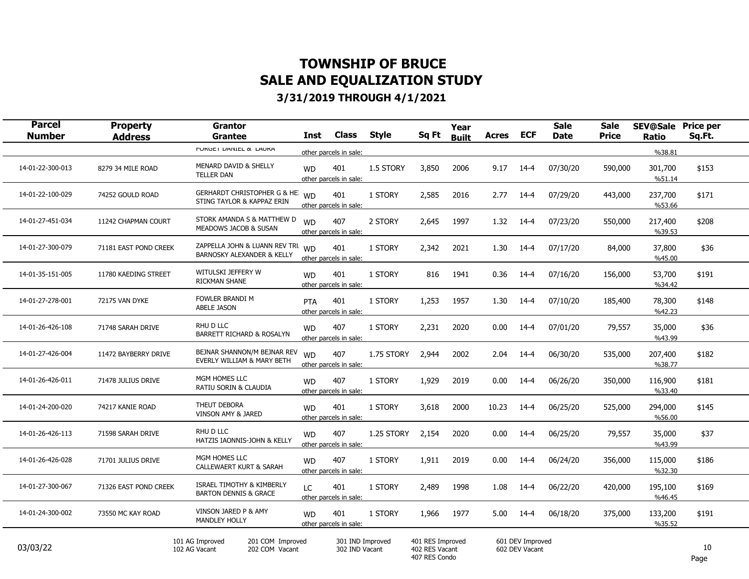# TOWNSHIP OF BRUCE
# SALE AND EQUALIZATION STUDY
### 3/31/2019 THROUGH 4/1/2021

| Parcel Number | Property Address | Grantor / Grantee | Inst | Class | Style | Sq Ft | Year Built | Acres | ECF | Sale Date | Sale Price | SEV@Sale Ratio | Price per Sq.Ft. |
|---|---|---|---|---|---|---|---|---|---|---|---|---|---|
| | | FORGET DANIEL & LAURA | other parcels in sale: | | | | | | | | | %38.81 | |
| 14-01-22-300-013 | 8279 34 MILE ROAD | MENARD DAVID & SHELLY / TELLER DAN | WD | 401 | 1.5 STORY | 3,850 | 2006 | 9.17 | 14-4 | 07/30/20 | 590,000 | 301,700 %51.14 | $153 |
| 14-01-22-100-029 | 74252 GOULD ROAD | GERHARDT CHRISTOPHER G & HE / STING TAYLOR & KAPPAZ ERIN | WD | 401 | 1 STORY | 2,585 | 2016 | 2.77 | 14-4 | 07/29/20 | 443,000 | 237,700 %53.66 | $171 |
| 14-01-27-451-034 | 11242 CHAPMAN COURT | STORK AMANDA S & MATTHEW D / MEADOWS JACOB & SUSAN | WD | 407 | 2 STORY | 2,645 | 1997 | 1.32 | 14-4 | 07/23/20 | 550,000 | 217,400 %39.53 | $208 |
| 14-01-27-300-079 | 71181 EAST POND CREEK | ZAPPELLA JOHN & LUANN REV TRU / BARNOSKY ALEXANDER & KELLY | WD | 401 | 1 STORY | 2,342 | 2021 | 1.30 | 14-4 | 07/17/20 | 84,000 | 37,800 %45.00 | $36 |
| 14-01-35-151-005 | 11780 KAEDING STREET | WITULSKI JEFFERY W / RICKMAN SHANE | WD | 401 | 1 STORY | 816 | 1941 | 0.36 | 14-4 | 07/16/20 | 156,000 | 53,700 %34.42 | $191 |
| 14-01-27-278-001 | 72175 VAN DYKE | FOWLER BRANDI M / ABELE JASON | PTA | 401 | 1 STORY | 1,253 | 1957 | 1.30 | 14-4 | 07/10/20 | 185,400 | 78,300 %42.23 | $148 |
| 14-01-26-426-108 | 71748 SARAH DRIVE | RHU D LLC / BARRETT RICHARD & ROSALYN | WD | 407 | 1 STORY | 2,231 | 2020 | 0.00 | 14-4 | 07/01/20 | 79,557 | 35,000 %43.99 | $36 |
| 14-01-27-426-004 | 11472 BAYBERRY DRIVE | BEJNAR SHANNON/M BEJNAR REV / EVERLY WILLIAM & MARY BETH | WD | 407 | 1.75 STORY | 2,944 | 2002 | 2.04 | 14-4 | 06/30/20 | 535,000 | 207,400 %38.77 | $182 |
| 14-01-26-426-011 | 71478 JULIUS DRIVE | MGM HOMES LLC / RATIU SORIN & CLAUDIA | WD | 407 | 1 STORY | 1,929 | 2019 | 0.00 | 14-4 | 06/26/20 | 350,000 | 116,900 %33.40 | $181 |
| 14-01-24-200-020 | 74217 KANIE ROAD | THEUT DEBORA / VINSON AMY & JARED | WD | 401 | 1 STORY | 3,618 | 2000 | 10.23 | 14-4 | 06/25/20 | 525,000 | 294,000 %56.00 | $145 |
| 14-01-26-426-113 | 71598 SARAH DRIVE | RHU D LLC / HATZIS IAONNIS-JOHN & KELLY | WD | 407 | 1.25 STORY | 2,154 | 2020 | 0.00 | 14-4 | 06/25/20 | 79,557 | 35,000 %43.99 | $37 |
| 14-01-26-426-028 | 71701 JULIUS DRIVE | MGM HOMES LLC / CALLEWAERT KURT & SARAH | WD | 407 | 1 STORY | 1,911 | 2019 | 0.00 | 14-4 | 06/24/20 | 356,000 | 115,000 %32.30 | $186 |
| 14-01-27-300-067 | 71326 EAST POND CREEK | ISRAEL TIMOTHY & KIMBERLY / BARTON DENNIS & GRACE | LC | 401 | 1 STORY | 2,489 | 1998 | 1.08 | 14-4 | 06/22/20 | 420,000 | 195,100 %46.45 | $169 |
| 14-01-24-300-002 | 73550 MC KAY ROAD | VINSON JARED P & AMY / MANDLEY HOLLY | WD | 401 | 1 STORY | 1,966 | 1977 | 5.00 | 14-4 | 06/18/20 | 375,000 | 133,200 %35.52 | $191 |

Each record also includes the notation "other parcels in sale:" beneath the Inst/Class columns.

03/03/22

101 AG Improved | 102 AG Vacant | 201 COM Improved | 202 COM Vacant | 301 IND Improved | 302 IND Vacant | 401 RES Improved | 402 RES Vacant | 407 RES Condo | 601 DEV Improved | 602 DEV Vacant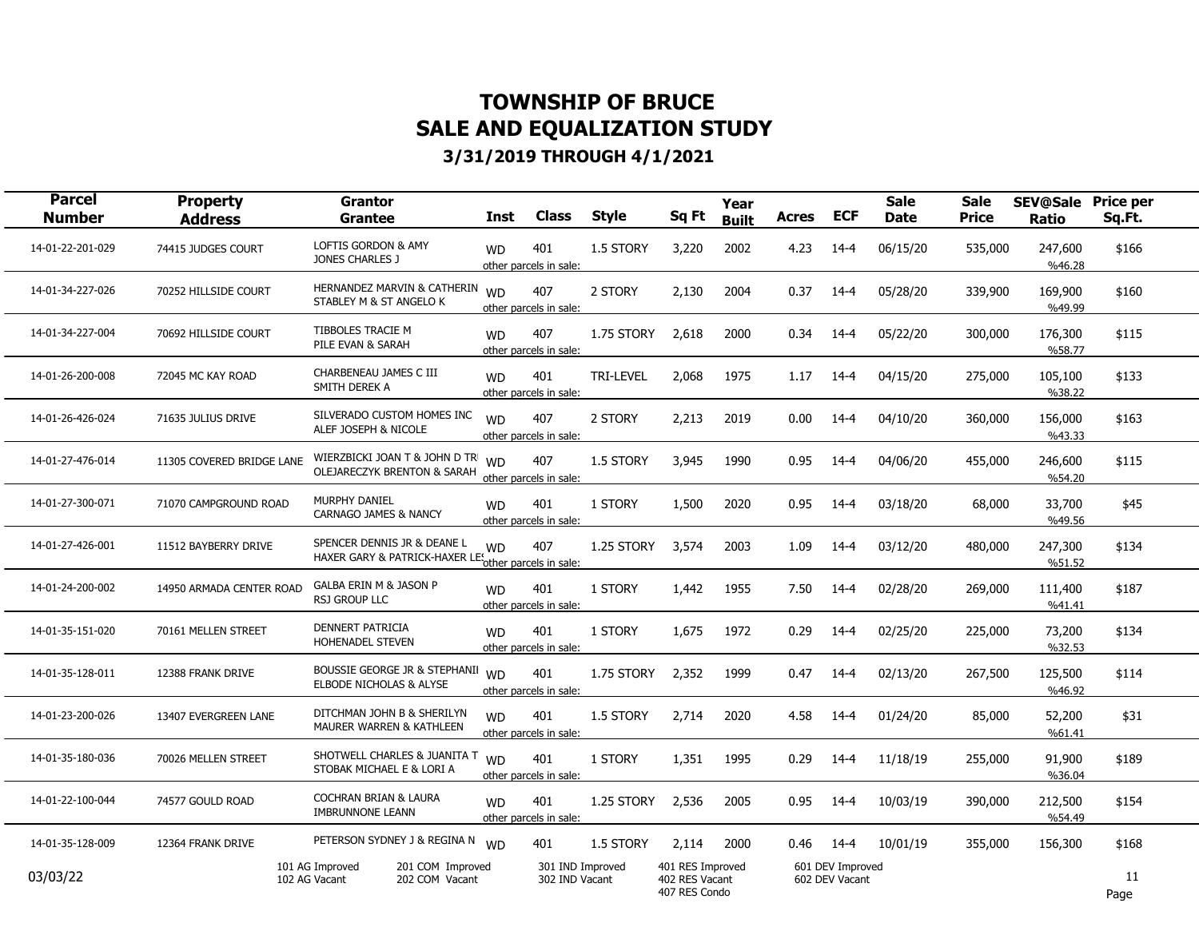# TOWNSHIP OF BRUCE
# SALE AND EQUALIZATION STUDY
### 3/31/2019 THROUGH 4/1/2021

| Parcel Number | Property Address | Grantor / Grantee | Inst | Class | Style | Sq Ft | Year Built | Acres | ECF | Sale Date | Sale Price | SEV@Sale Ratio | Price per Sq.Ft. |
|---|---|---|---|---|---|---|---|---|---|---|---|---|---|
| 14-01-22-201-029 | 74415 JUDGES COURT | LOFTIS GORDON & AMY / JONES CHARLES J | WD | 401 other parcels in sale: | 1.5 STORY | 3,220 | 2002 | 4.23 | 14-4 | 06/15/20 | 535,000 | 247,600 %46.28 | $166 |
| 14-01-34-227-026 | 70252 HILLSIDE COURT | HERNANDEZ MARVIN & CATHERIN / STABLEY M & ST ANGELO K | WD | 407 other parcels in sale: | 2 STORY | 2,130 | 2004 | 0.37 | 14-4 | 05/28/20 | 339,900 | 169,900 %49.99 | $160 |
| 14-01-34-227-004 | 70692 HILLSIDE COURT | TIBBOLES TRACIE M / PILE EVAN & SARAH | WD | 407 other parcels in sale: | 1.75 STORY | 2,618 | 2000 | 0.34 | 14-4 | 05/22/20 | 300,000 | 176,300 %58.77 | $115 |
| 14-01-26-200-008 | 72045 MC KAY ROAD | CHARBENEAU JAMES C III / SMITH DEREK A | WD | 401 other parcels in sale: | TRI-LEVEL | 2,068 | 1975 | 1.17 | 14-4 | 04/15/20 | 275,000 | 105,100 %38.22 | $133 |
| 14-01-26-426-024 | 71635 JULIUS DRIVE | SILVERADO CUSTOM HOMES INC / ALEF JOSEPH & NICOLE | WD | 407 other parcels in sale: | 2 STORY | 2,213 | 2019 | 0.00 | 14-4 | 04/10/20 | 360,000 | 156,000 %43.33 | $163 |
| 14-01-27-476-014 | 11305 COVERED BRIDGE LANE | WIERZBICKI JOAN T & JOHN D TR / OLEJARECZYK BRENTON & SARAH | WD | 407 other parcels in sale: | 1.5 STORY | 3,945 | 1990 | 0.95 | 14-4 | 04/06/20 | 455,000 | 246,600 %54.20 | $115 |
| 14-01-27-300-071 | 71070 CAMPGROUND ROAD | MURPHY DANIEL / CARNAGO JAMES & NANCY | WD | 401 other parcels in sale: | 1 STORY | 1,500 | 2020 | 0.95 | 14-4 | 03/18/20 | 68,000 | 33,700 %49.56 | $45 |
| 14-01-27-426-001 | 11512 BAYBERRY DRIVE | SPENCER DENNIS JR & DEANE L / HAXER GARY & PATRICK-HAXER LE | WD | 407 other parcels in sale: | 1.25 STORY | 3,574 | 2003 | 1.09 | 14-4 | 03/12/20 | 480,000 | 247,300 %51.52 | $134 |
| 14-01-24-200-002 | 14950 ARMADA CENTER ROAD | GALBA ERIN M & JASON P / RSJ GROUP LLC | WD | 401 other parcels in sale: | 1 STORY | 1,442 | 1955 | 7.50 | 14-4 | 02/28/20 | 269,000 | 111,400 %41.41 | $187 |
| 14-01-35-151-020 | 70161 MELLEN STREET | DENNERT PATRICIA / HOHENADEL STEVEN | WD | 401 other parcels in sale: | 1 STORY | 1,675 | 1972 | 0.29 | 14-4 | 02/25/20 | 225,000 | 73,200 %32.53 | $134 |
| 14-01-35-128-011 | 12388 FRANK DRIVE | BOUSSIE GEORGE JR & STEPHANI / ELBODE NICHOLAS & ALYSE | WD | 401 other parcels in sale: | 1.75 STORY | 2,352 | 1999 | 0.47 | 14-4 | 02/13/20 | 267,500 | 125,500 %46.92 | $114 |
| 14-01-23-200-026 | 13407 EVERGREEN LANE | DITCHMAN JOHN B & SHERILYN / MAURER WARREN & KATHLEEN | WD | 401 other parcels in sale: | 1.5 STORY | 2,714 | 2020 | 4.58 | 14-4 | 01/24/20 | 85,000 | 52,200 %61.41 | $31 |
| 14-01-35-180-036 | 70026 MELLEN STREET | SHOTWELL CHARLES & JUANITA T / STOBAK MICHAEL E & LORI A | WD | 401 other parcels in sale: | 1 STORY | 1,351 | 1995 | 0.29 | 14-4 | 11/18/19 | 255,000 | 91,900 %36.04 | $189 |
| 14-01-22-100-044 | 74577 GOULD ROAD | COCHRAN BRIAN & LAURA / IMBRUNNONE LEANN | WD | 401 other parcels in sale: | 1.25 STORY | 2,536 | 2005 | 0.95 | 14-4 | 10/03/19 | 390,000 | 212,500 %54.49 | $154 |
| 14-01-35-128-009 | 12364 FRANK DRIVE | PETERSON SYDNEY J & REGINA N | WD | 401 | 1.5 STORY | 2,114 | 2000 | 0.46 | 14-4 | 10/01/19 | 355,000 | 156,300 | $168 |

101 AG Improved, 102 AG Vacant, 201 COM Improved, 202 COM Vacant, 301 IND Improved, 302 IND Vacant, 401 RES Improved, 402 RES Vacant, 407 RES Condo, 601 DEV Improved, 602 DEV Vacant

03/03/22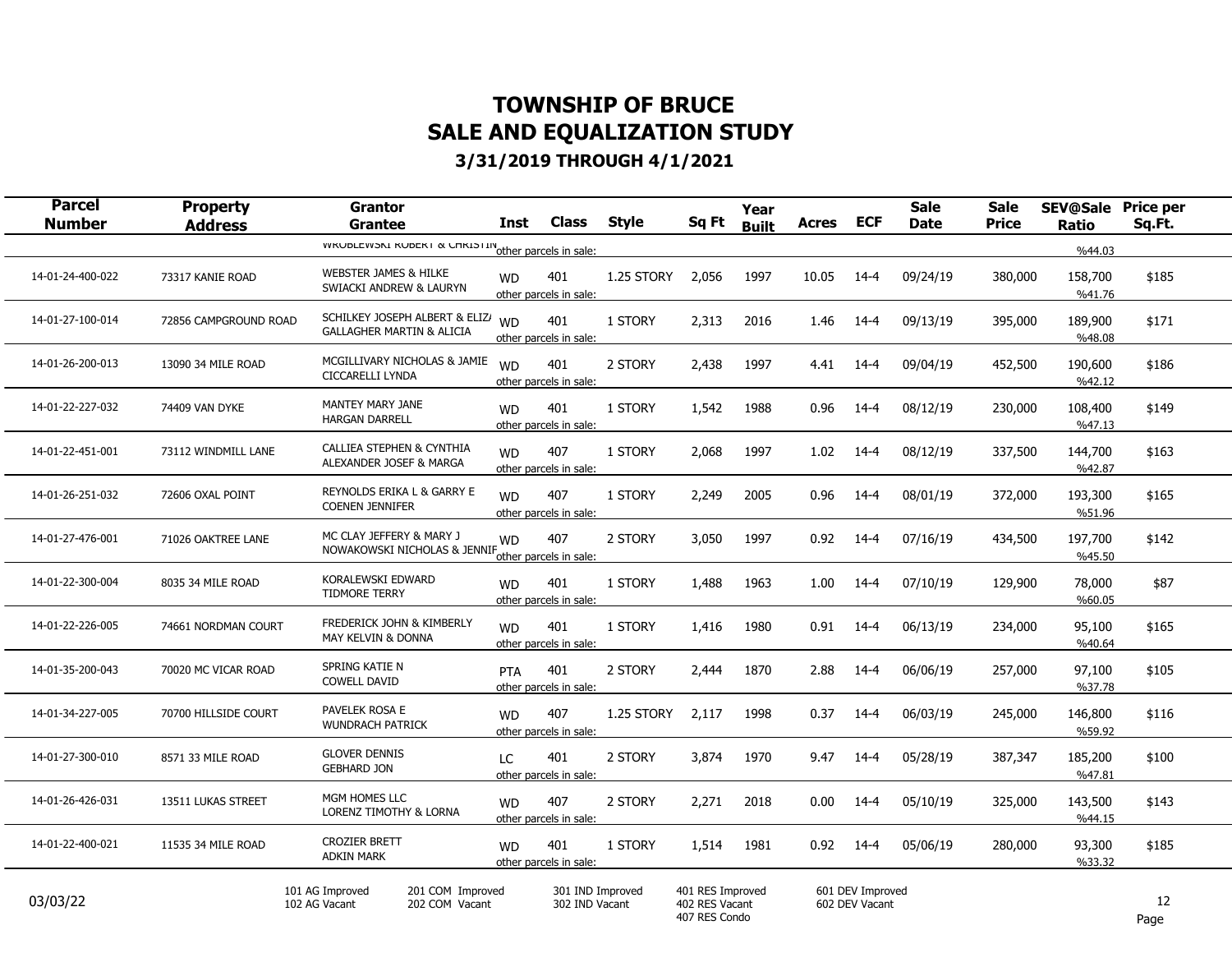# TOWNSHIP OF BRUCE
# SALE AND EQUALIZATION STUDY
### 3/31/2019 THROUGH 4/1/2021

| Parcel Number | Property Address | Grantor / Grantee | Inst | Class | Style | Sq Ft | Year Built | Acres | ECF | Sale Date | Sale Price | SEV@Sale Ratio | Price per Sq.Ft. |
|---|---|---|---|---|---|---|---|---|---|---|---|---|---|
| | | WROBLEWSKI ROBERT & CHRISTIN | other parcels in sale: | | | | | | | | | %44.03 | |
| 14-01-24-400-022 | 73317 KANIE ROAD | WEBSTER JAMES & HILKE / SWIACKI ANDREW & LAURYN | WD | 401 | 1.25 STORY | 2,056 | 1997 | 10.05 | 14-4 | 09/24/19 | 380,000 | 158,700 %41.76 | $185 |
| | | | other parcels in sale: | | | | | | | | | | |
| 14-01-27-100-014 | 72856 CAMPGROUND ROAD | SCHILKEY JOSEPH ALBERT & ELIZ/ / GALLAGHER MARTIN & ALICIA | WD | 401 | 1 STORY | 2,313 | 2016 | 1.46 | 14-4 | 09/13/19 | 395,000 | 189,900 %48.08 | $171 |
| | | | other parcels in sale: | | | | | | | | | | |
| 14-01-26-200-013 | 13090 34 MILE ROAD | MCGILLIVARY NICHOLAS & JAMIE / CICCARELLI LYNDA | WD | 401 | 2 STORY | 2,438 | 1997 | 4.41 | 14-4 | 09/04/19 | 452,500 | 190,600 %42.12 | $186 |
| | | | other parcels in sale: | | | | | | | | | | |
| 14-01-22-227-032 | 74409 VAN DYKE | MANTEY MARY JANE / HARGAN DARRELL | WD | 401 | 1 STORY | 1,542 | 1988 | 0.96 | 14-4 | 08/12/19 | 230,000 | 108,400 %47.13 | $149 |
| | | | other parcels in sale: | | | | | | | | | | |
| 14-01-22-451-001 | 73112 WINDMILL LANE | CALLIEA STEPHEN & CYNTHIA / ALEXANDER JOSEF & MARGA | WD | 407 | 1 STORY | 2,068 | 1997 | 1.02 | 14-4 | 08/12/19 | 337,500 | 144,700 %42.87 | $163 |
| | | | other parcels in sale: | | | | | | | | | | |
| 14-01-26-251-032 | 72606 OXAL POINT | REYNOLDS ERIKA L & GARRY E / COENEN JENNIFER | WD | 407 | 1 STORY | 2,249 | 2005 | 0.96 | 14-4 | 08/01/19 | 372,000 | 193,300 %51.96 | $165 |
| | | | other parcels in sale: | | | | | | | | | | |
| 14-01-27-476-001 | 71026 OAKTREE LANE | MC CLAY JEFFERY & MARY J / NOWAKOWSKI NICHOLAS & JENNIF | WD | 407 | 2 STORY | 3,050 | 1997 | 0.92 | 14-4 | 07/16/19 | 434,500 | 197,700 %45.50 | $142 |
| | | | other parcels in sale: | | | | | | | | | | |
| 14-01-22-300-004 | 8035 34 MILE ROAD | KORALEWSKI EDWARD / TIDMORE TERRY | WD | 401 | 1 STORY | 1,488 | 1963 | 1.00 | 14-4 | 07/10/19 | 129,900 | 78,000 %60.05 | $87 |
| | | | other parcels in sale: | | | | | | | | | | |
| 14-01-22-226-005 | 74661 NORDMAN COURT | FREDERICK JOHN & KIMBERLY / MAY KELVIN & DONNA | WD | 401 | 1 STORY | 1,416 | 1980 | 0.91 | 14-4 | 06/13/19 | 234,000 | 95,100 %40.64 | $165 |
| | | | other parcels in sale: | | | | | | | | | | |
| 14-01-35-200-043 | 70020 MC VICAR ROAD | SPRING KATIE N / COWELL DAVID | PTA | 401 | 2 STORY | 2,444 | 1870 | 2.88 | 14-4 | 06/06/19 | 257,000 | 97,100 %37.78 | $105 |
| | | | other parcels in sale: | | | | | | | | | | |
| 14-01-34-227-005 | 70700 HILLSIDE COURT | PAVELEK ROSA E / WUNDRACH PATRICK | WD | 407 | 1.25 STORY | 2,117 | 1998 | 0.37 | 14-4 | 06/03/19 | 245,000 | 146,800 %59.92 | $116 |
| | | | other parcels in sale: | | | | | | | | | | |
| 14-01-27-300-010 | 8571 33 MILE ROAD | GLOVER DENNIS / GEBHARD JON | LC | 401 | 2 STORY | 3,874 | 1970 | 9.47 | 14-4 | 05/28/19 | 387,347 | 185,200 %47.81 | $100 |
| | | | other parcels in sale: | | | | | | | | | | |
| 14-01-26-426-031 | 13511 LUKAS STREET | MGM HOMES LLC / LORENZ TIMOTHY & LORNA | WD | 407 | 2 STORY | 2,271 | 2018 | 0.00 | 14-4 | 05/10/19 | 325,000 | 143,500 %44.15 | $143 |
| | | | other parcels in sale: | | | | | | | | | | |
| 14-01-22-400-021 | 11535 34 MILE ROAD | CROZIER BRETT / ADKIN MARK | WD | 401 | 1 STORY | 1,514 | 1981 | 0.92 | 14-4 | 05/06/19 | 280,000 | 93,300 %33.32 | $185 |
| | | | other parcels in sale: | | | | | | | | | | |

03/03/22

101 AG Improved, 102 AG Vacant, 201 COM Improved, 202 COM Vacant, 301 IND Improved, 302 IND Vacant, 401 RES Improved, 402 RES Vacant, 407 RES Condo, 601 DEV Improved, 602 DEV Vacant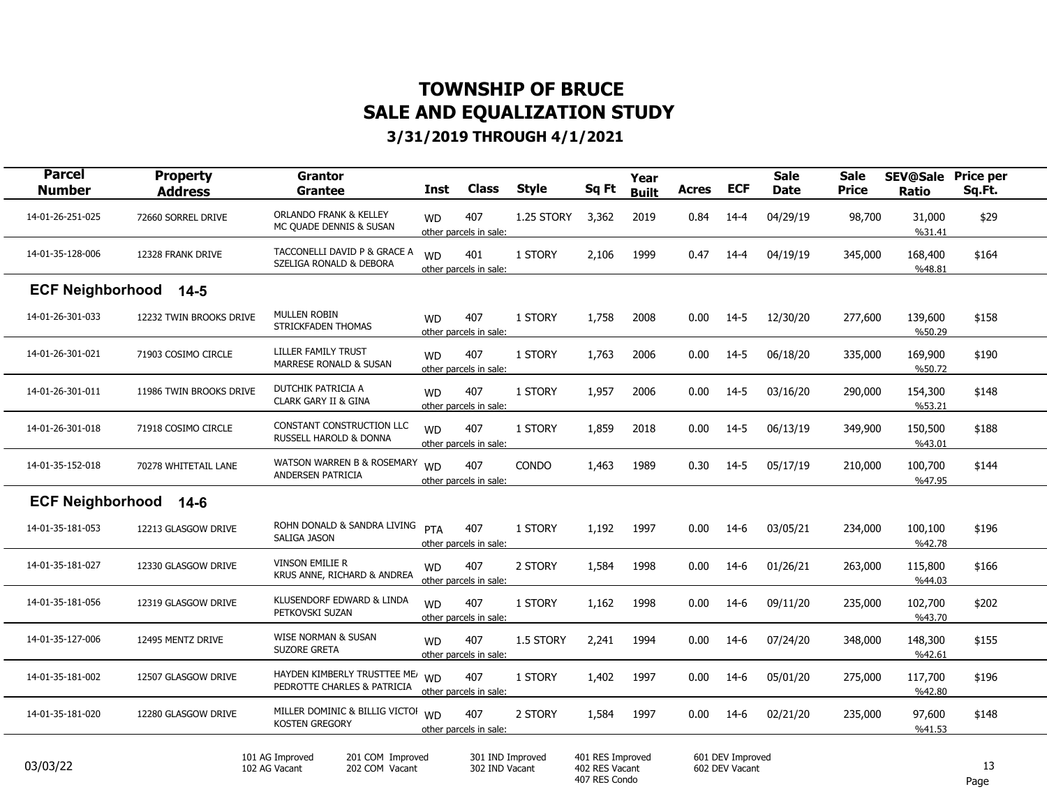# TOWNSHIP OF BRUCE
# SALE AND EQUALIZATION STUDY
### 3/31/2019 THROUGH 4/1/2021

| Parcel Number | Property Address | Grantor / Grantee | Inst | Class | Style | Sq Ft | Year Built | Acres | ECF | Sale Date | Sale Price | SEV@Sale Ratio | Price per Sq.Ft. |
|---|---|---|---|---|---|---|---|---|---|---|---|---|---|
| 14-01-26-251-025 | 72660 SORREL DRIVE | ORLANDO FRANK & KELLEY / MC QUADE DENNIS & SUSAN | WD | 407 other parcels in sale: | 1.25 STORY | 3,362 | 2019 | 0.84 | 14-4 | 04/29/19 | 98,700 | 31,000 %31.41 | $29 |
| 14-01-35-128-006 | 12328 FRANK DRIVE | TACCONELLI DAVID P & GRACE A / SZELIGA RONALD & DEBORA | WD | 401 other parcels in sale: | 1 STORY | 2,106 | 1999 | 0.47 | 14-4 | 04/19/19 | 345,000 | 168,400 %48.81 | $164 |
| **ECF Neighborhood 14-5** | | | | | | | | | | | | | |
| 14-01-26-301-033 | 12232 TWIN BROOKS DRIVE | MULLEN ROBIN / STRICKFADEN THOMAS | WD | 407 other parcels in sale: | 1 STORY | 1,758 | 2008 | 0.00 | 14-5 | 12/30/20 | 277,600 | 139,600 %50.29 | $158 |
| 14-01-26-301-021 | 71903 COSIMO CIRCLE | LILLER FAMILY TRUST / MARRESE RONALD & SUSAN | WD | 407 other parcels in sale: | 1 STORY | 1,763 | 2006 | 0.00 | 14-5 | 06/18/20 | 335,000 | 169,900 %50.72 | $190 |
| 14-01-26-301-011 | 11986 TWIN BROOKS DRIVE | DUTCHIK PATRICIA A / CLARK GARY II & GINA | WD | 407 other parcels in sale: | 1 STORY | 1,957 | 2006 | 0.00 | 14-5 | 03/16/20 | 290,000 | 154,300 %53.21 | $148 |
| 14-01-26-301-018 | 71918 COSIMO CIRCLE | CONSTANT CONSTRUCTION LLC / RUSSELL HAROLD & DONNA | WD | 407 other parcels in sale: | 1 STORY | 1,859 | 2018 | 0.00 | 14-5 | 06/13/19 | 349,900 | 150,500 %43.01 | $188 |
| 14-01-35-152-018 | 70278 WHITETAIL LANE | WATSON WARREN B & ROSEMARY / ANDERSEN PATRICIA | WD | 407 other parcels in sale: | CONDO | 1,463 | 1989 | 0.30 | 14-5 | 05/17/19 | 210,000 | 100,700 %47.95 | $144 |
| **ECF Neighborhood 14-6** | | | | | | | | | | | | | |
| 14-01-35-181-053 | 12213 GLASGOW DRIVE | ROHN DONALD & SANDRA LIVING / SALIGA JASON | PTA | 407 other parcels in sale: | 1 STORY | 1,192 | 1997 | 0.00 | 14-6 | 03/05/21 | 234,000 | 100,100 %42.78 | $196 |
| 14-01-35-181-027 | 12330 GLASGOW DRIVE | VINSON EMILIE R / KRUS ANNE, RICHARD & ANDREA | WD | 407 other parcels in sale: | 2 STORY | 1,584 | 1998 | 0.00 | 14-6 | 01/26/21 | 263,000 | 115,800 %44.03 | $166 |
| 14-01-35-181-056 | 12319 GLASGOW DRIVE | KLUSENDORF EDWARD & LINDA / PETKOVSKI SUZAN | WD | 407 other parcels in sale: | 1 STORY | 1,162 | 1998 | 0.00 | 14-6 | 09/11/20 | 235,000 | 102,700 %43.70 | $202 |
| 14-01-35-127-006 | 12495 MENTZ DRIVE | WISE NORMAN & SUSAN / SUZORE GRETA | WD | 407 other parcels in sale: | 1.5 STORY | 2,241 | 1994 | 0.00 | 14-6 | 07/24/20 | 348,000 | 148,300 %42.61 | $155 |
| 14-01-35-181-002 | 12507 GLASGOW DRIVE | HAYDEN KIMBERLY TRUSTTEE ME/ / PEDROTTE CHARLES & PATRICIA | WD | 407 other parcels in sale: | 1 STORY | 1,402 | 1997 | 0.00 | 14-6 | 05/01/20 | 275,000 | 117,700 %42.80 | $196 |
| 14-01-35-181-020 | 12280 GLASGOW DRIVE | MILLER DOMINIC & BILLIG VICTOI / KOSTEN GREGORY | WD | 407 other parcels in sale: | 2 STORY | 1,584 | 1997 | 0.00 | 14-6 | 02/21/20 | 235,000 | 97,600 %41.53 | $148 |

03/03/22

101 AG Improved, 102 AG Vacant, 201 COM Improved, 202 COM Vacant, 301 IND Improved, 302 IND Vacant, 401 RES Improved, 402 RES Vacant, 407 RES Condo, 601 DEV Improved, 602 DEV Vacant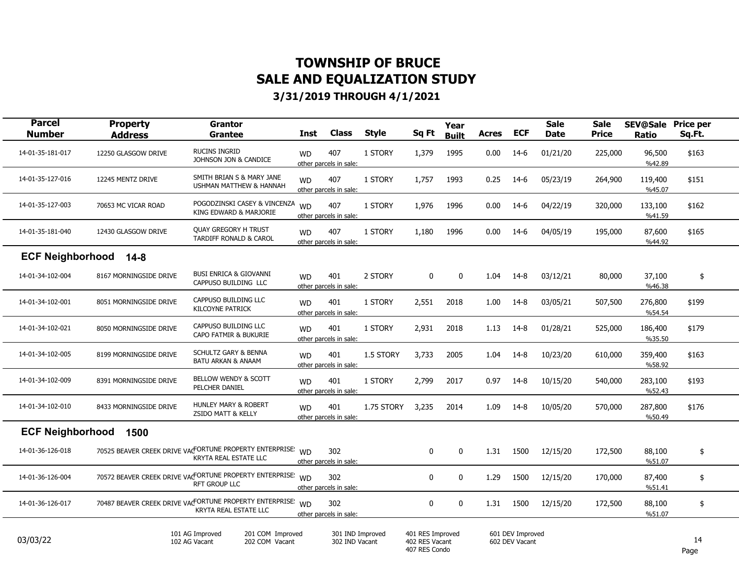# TOWNSHIP OF BRUCE
# SALE AND EQUALIZATION STUDY
### 3/31/2019 THROUGH 4/1/2021

| Parcel Number | Property Address | Grantor / Grantee | Inst | Class | Style | Sq Ft | Year Built | Acres | ECF | Sale Date | Sale Price | SEV@Sale Ratio | Price per Sq.Ft. |
|---|---|---|---|---|---|---|---|---|---|---|---|---|---|
| 14-01-35-181-017 | 12250 GLASGOW DRIVE | RUCINS INGRID / JOHNSON JON & CANDICE | WD | 407 other parcels in sale: | 1 STORY | 1,379 | 1995 | 0.00 | 14-6 | 01/21/20 | 225,000 | 96,500 %42.89 | $163 |
| 14-01-35-127-016 | 12245 MENTZ DRIVE | SMITH BRIAN S & MARY JANE / USHMAN MATTHEW & HANNAH | WD | 407 other parcels in sale: | 1 STORY | 1,757 | 1993 | 0.25 | 14-6 | 05/23/19 | 264,900 | 119,400 %45.07 | $151 |
| 14-01-35-127-003 | 70653 MC VICAR ROAD | POGODZINSKI CASEY & VINCENZA / KING EDWARD & MARJORIE | WD | 407 other parcels in sale: | 1 STORY | 1,976 | 1996 | 0.00 | 14-6 | 04/22/19 | 320,000 | 133,100 %41.59 | $162 |
| 14-01-35-181-040 | 12430 GLASGOW DRIVE | QUAY GREGORY H TRUST / TARDIFF RONALD & CAROL | WD | 407 other parcels in sale: | 1 STORY | 1,180 | 1996 | 0.00 | 14-6 | 04/05/19 | 195,000 | 87,600 %44.92 | $165 |
| **ECF Neighborhood 14-8** | | | | | | | | | | | | | |
| 14-01-34-102-004 | 8167 MORNINGSIDE DRIVE | BUSI ENRICA & GIOVANNI / CAPPUSO BUILDING LLC | WD | 401 other parcels in sale: | 2 STORY | 0 | 0 | 1.04 | 14-8 | 03/12/21 | 80,000 | 37,100 %46.38 | $ |
| 14-01-34-102-001 | 8051 MORNINGSIDE DRIVE | CAPPUSO BUILDING LLC / KILCOYNE PATRICK | WD | 401 other parcels in sale: | 1 STORY | 2,551 | 2018 | 1.00 | 14-8 | 03/05/21 | 507,500 | 276,800 %54.54 | $199 |
| 14-01-34-102-021 | 8050 MORNINGSIDE DRIVE | CAPPUSO BUILDING LLC / CAPO FATMIR & BUKURIE | WD | 401 other parcels in sale: | 1 STORY | 2,931 | 2018 | 1.13 | 14-8 | 01/28/21 | 525,000 | 186,400 %35.50 | $179 |
| 14-01-34-102-005 | 8199 MORNINGSIDE DRIVE | SCHULTZ GARY & BENNA / BATU ARKAN & ANAAM | WD | 401 other parcels in sale: | 1.5 STORY | 3,733 | 2005 | 1.04 | 14-8 | 10/23/20 | 610,000 | 359,400 %58.92 | $163 |
| 14-01-34-102-009 | 8391 MORNINGSIDE DRIVE | BELLOW WENDY & SCOTT / PELCHER DANIEL | WD | 401 other parcels in sale: | 1 STORY | 2,799 | 2017 | 0.97 | 14-8 | 10/15/20 | 540,000 | 283,100 %52.43 | $193 |
| 14-01-34-102-010 | 8433 MORNINGSIDE DRIVE | HUNLEY MARY & ROBERT / ZSIDO MATT & KELLY | WD | 401 other parcels in sale: | 1.75 STORY | 3,235 | 2014 | 1.09 | 14-8 | 10/05/20 | 570,000 | 287,800 %50.49 | $176 |
| **ECF Neighborhood 1500** | | | | | | | | | | | | | |
| 14-01-36-126-018 | 70525 BEAVER CREEK DRIVE VAC | FORTUNE PROPERTY ENTERPRISE / KRYTA REAL ESTATE LLC | WD | 302 other parcels in sale: | | 0 | 0 | 1.31 | 1500 | 12/15/20 | 172,500 | 88,100 %51.07 | $ |
| 14-01-36-126-004 | 70572 BEAVER CREEK DRIVE VAC | FORTUNE PROPERTY ENTERPRISE / RFT GROUP LLC | WD | 302 other parcels in sale: | | 0 | 0 | 1.29 | 1500 | 12/15/20 | 170,000 | 87,400 %51.41 | $ |
| 14-01-36-126-017 | 70487 BEAVER CREEK DRIVE VAC | FORTUNE PROPERTY ENTERPRISE / KRYTA REAL ESTATE LLC | WD | 302 other parcels in sale: | | 0 | 0 | 1.31 | 1500 | 12/15/20 | 172,500 | 88,100 %51.07 | $ |

03/03/22

101 AG Improved, 102 AG Vacant, 201 COM Improved, 202 COM Vacant, 301 IND Improved, 302 IND Vacant, 401 RES Improved, 402 RES Vacant, 407 RES Condo, 601 DEV Improved, 602 DEV Vacant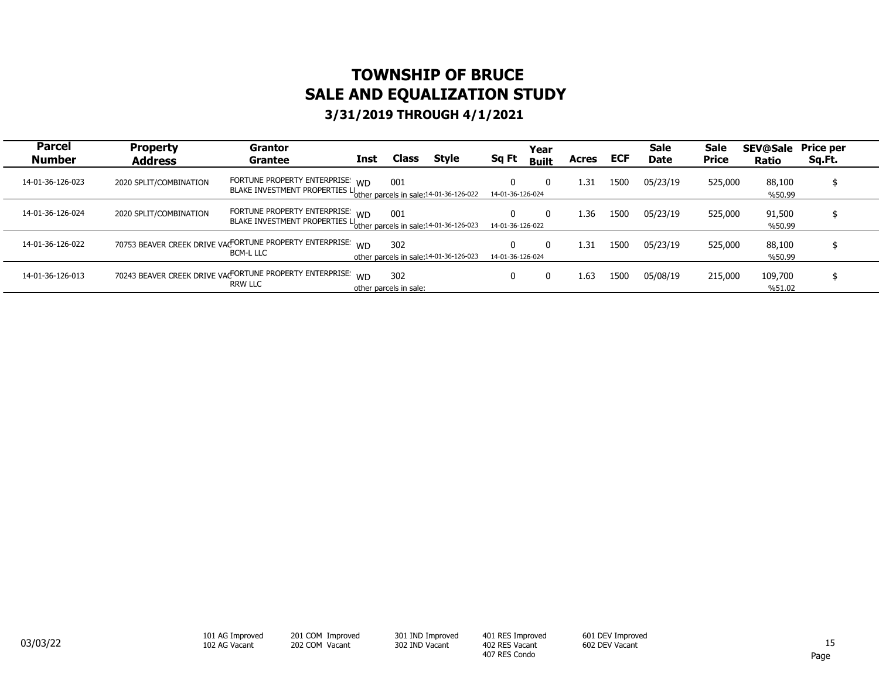# TOWNSHIP OF BRUCE
# SALE AND EQUALIZATION STUDY
## 3/31/2019 THROUGH 4/1/2021

| Parcel Number | Property Address | Grantor Grantee | Inst | Class | Style | Sq Ft | Year Built | Acres | ECF | Sale Date | Sale Price | SEV@Sale Ratio | Price per Sq.Ft. |
|---|---|---|---|---|---|---|---|---|---|---|---|---|---|
| 14-01-36-126-023 | 2020 SPLIT/COMBINATION | FORTUNE PROPERTY ENTERPRISE! BLAKE INVESTMENT PROPERTIES LI | WD | 001 other parcels in sale:14-01-36-126-022 | | 0 14-01-36-126-024 | 0 | 1.31 | 1500 | 05/23/19 | 525,000 | 88,100 %50.99 | $ |
| 14-01-36-126-024 | 2020 SPLIT/COMBINATION | FORTUNE PROPERTY ENTERPRISE! BLAKE INVESTMENT PROPERTIES LI | WD | 001 other parcels in sale:14-01-36-126-023 | | 0 14-01-36-126-022 | 0 | 1.36 | 1500 | 05/23/19 | 525,000 | 91,500 %50.99 | $ |
| 14-01-36-126-022 | 70753 BEAVER CREEK DRIVE VAC | FORTUNE PROPERTY ENTERPRISE! BCM-L LLC | WD | 302 other parcels in sale:14-01-36-126-023 | | 0 14-01-36-126-024 | 0 | 1.31 | 1500 | 05/23/19 | 525,000 | 88,100 %50.99 | $ |
| 14-01-36-126-013 | 70243 BEAVER CREEK DRIVE VAC | FORTUNE PROPERTY ENTERPRISE! RRW LLC | WD | 302 other parcels in sale: | | 0 | 0 | 1.63 | 1500 | 05/08/19 | 215,000 | 109,700 %51.02 | $ |

03/03/22

101 AG Improved
102 AG Vacant
201 COM Improved
202 COM Vacant
301 IND Improved
302 IND Vacant
401 RES Improved
402 RES Vacant
407 RES Condo
601 DEV Improved
602 DEV Vacant